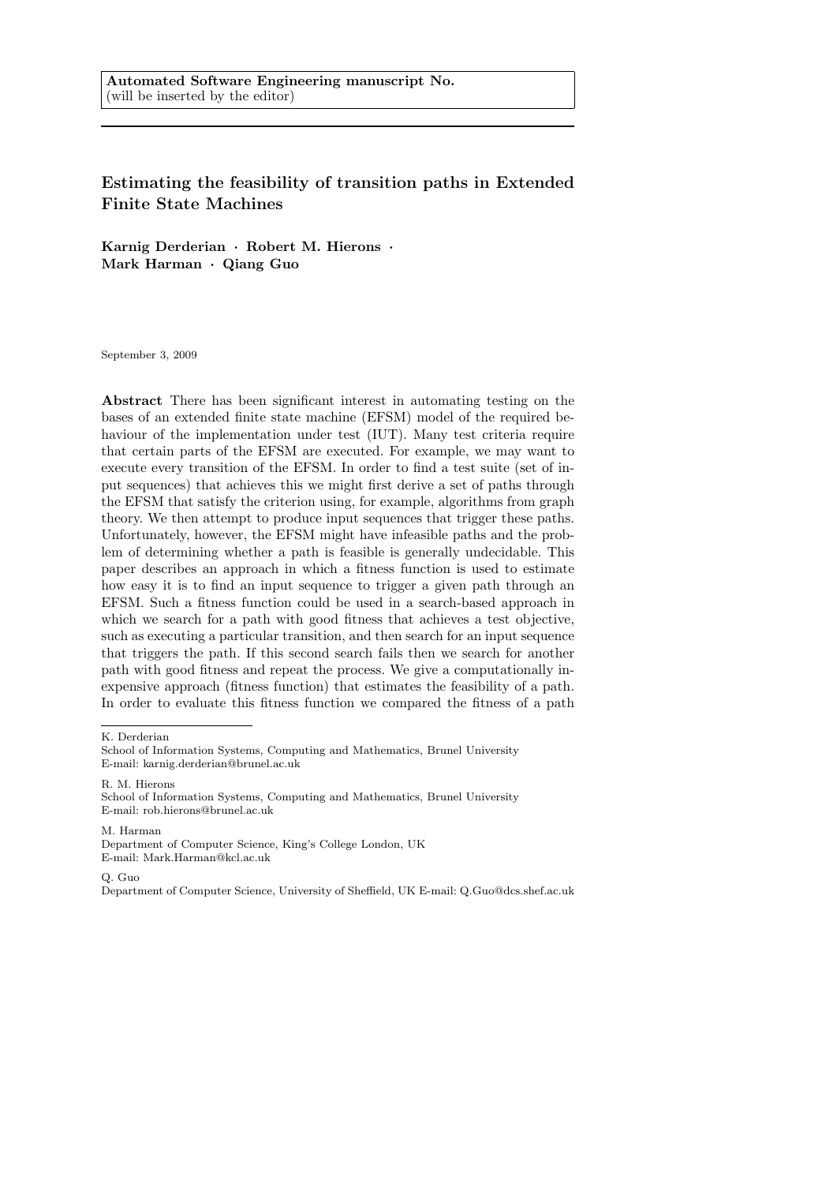**Automated Software Engineering manuscript No.**
(will be inserted by the editor)

# Estimating the feasibility of transition paths in Extended Finite State Machines

**Karnig Derderian · Robert M. Hierons · Mark Harman · Qiang Guo**

September 3, 2009

**Abstract** There has been significant interest in automating testing on the bases of an extended finite state machine (EFSM) model of the required behaviour of the implementation under test (IUT). Many test criteria require that certain parts of the EFSM are executed. For example, we may want to execute every transition of the EFSM. In order to find a test suite (set of input sequences) that achieves this we might first derive a set of paths through the EFSM that satisfy the criterion using, for example, algorithms from graph theory. We then attempt to produce input sequences that trigger these paths. Unfortunately, however, the EFSM might have infeasible paths and the problem of determining whether a path is feasible is generally undecidable. This paper describes an approach in which a fitness function is used to estimate how easy it is to find an input sequence to trigger a given path through an EFSM. Such a fitness function could be used in a search-based approach in which we search for a path with good fitness that achieves a test objective, such as executing a particular transition, and then search for an input sequence that triggers the path. If this second search fails then we search for another path with good fitness and repeat the process. We give a computationally inexpensive approach (fitness function) that estimates the feasibility of a path. In order to evaluate this fitness function we compared the fitness of a path

---

K. Derderian
School of Information Systems, Computing and Mathematics, Brunel University
E-mail: karnig.derderian@brunel.ac.uk

R. M. Hierons
School of Information Systems, Computing and Mathematics, Brunel University
E-mail: rob.hierons@brunel.ac.uk

M. Harman
Department of Computer Science, King's College London, UK
E-mail: Mark.Harman@kcl.ac.uk

Q. Guo
Department of Computer Science, University of Sheffield, UK E-mail: Q.Guo@dcs.shef.ac.uk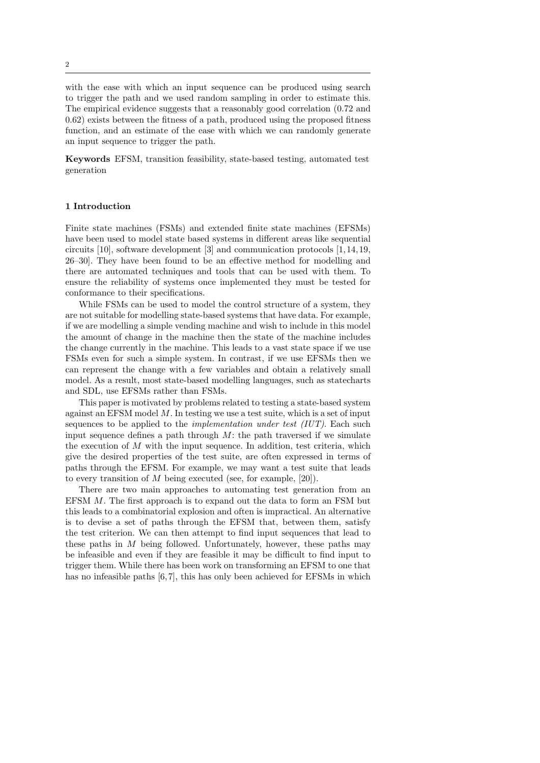with the ease with which an input sequence can be produced using search to trigger the path and we used random sampling in order to estimate this. The empirical evidence suggests that a reasonably good correlation (0.72 and 0.62) exists between the fitness of a path, produced using the proposed fitness function, and an estimate of the ease with which we can randomly generate an input sequence to trigger the path.

**Keywords** EFSM, transition feasibility, state-based testing, automated test generation

## 1 Introduction

Finite state machines (FSMs) and extended finite state machines (EFSMs) have been used to model state based systems in different areas like sequential circuits [10], software development [3] and communication protocols [1, 14, 19, 26–30]. They have been found to be an effective method for modelling and there are automated techniques and tools that can be used with them. To ensure the reliability of systems once implemented they must be tested for conformance to their specifications.

While FSMs can be used to model the control structure of a system, they are not suitable for modelling state-based systems that have data. For example, if we are modelling a simple vending machine and wish to include in this model the amount of change in the machine then the state of the machine includes the change currently in the machine. This leads to a vast state space if we use FSMs even for such a simple system. In contrast, if we use EFSMs then we can represent the change with a few variables and obtain a relatively small model. As a result, most state-based modelling languages, such as statecharts and SDL, use EFSMs rather than FSMs.

This paper is motivated by problems related to testing a state-based system against an EFSM model $M$. In testing we use a test suite, which is a set of input sequences to be applied to the *implementation under test (IUT)*. Each such input sequence defines a path through $M$: the path traversed if we simulate the execution of $M$ with the input sequence. In addition, test criteria, which give the desired properties of the test suite, are often expressed in terms of paths through the EFSM. For example, we may want a test suite that leads to every transition of $M$ being executed (see, for example, [20]).

There are two main approaches to automating test generation from an EFSM $M$. The first approach is to expand out the data to form an FSM but this leads to a combinatorial explosion and often is impractical. An alternative is to devise a set of paths through the EFSM that, between them, satisfy the test criterion. We can then attempt to find input sequences that lead to these paths in $M$ being followed. Unfortunately, however, these paths may be infeasible and even if they are feasible it may be difficult to find input to trigger them. While there has been work on transforming an EFSM to one that has no infeasible paths [6, 7], this has only been achieved for EFSMs in which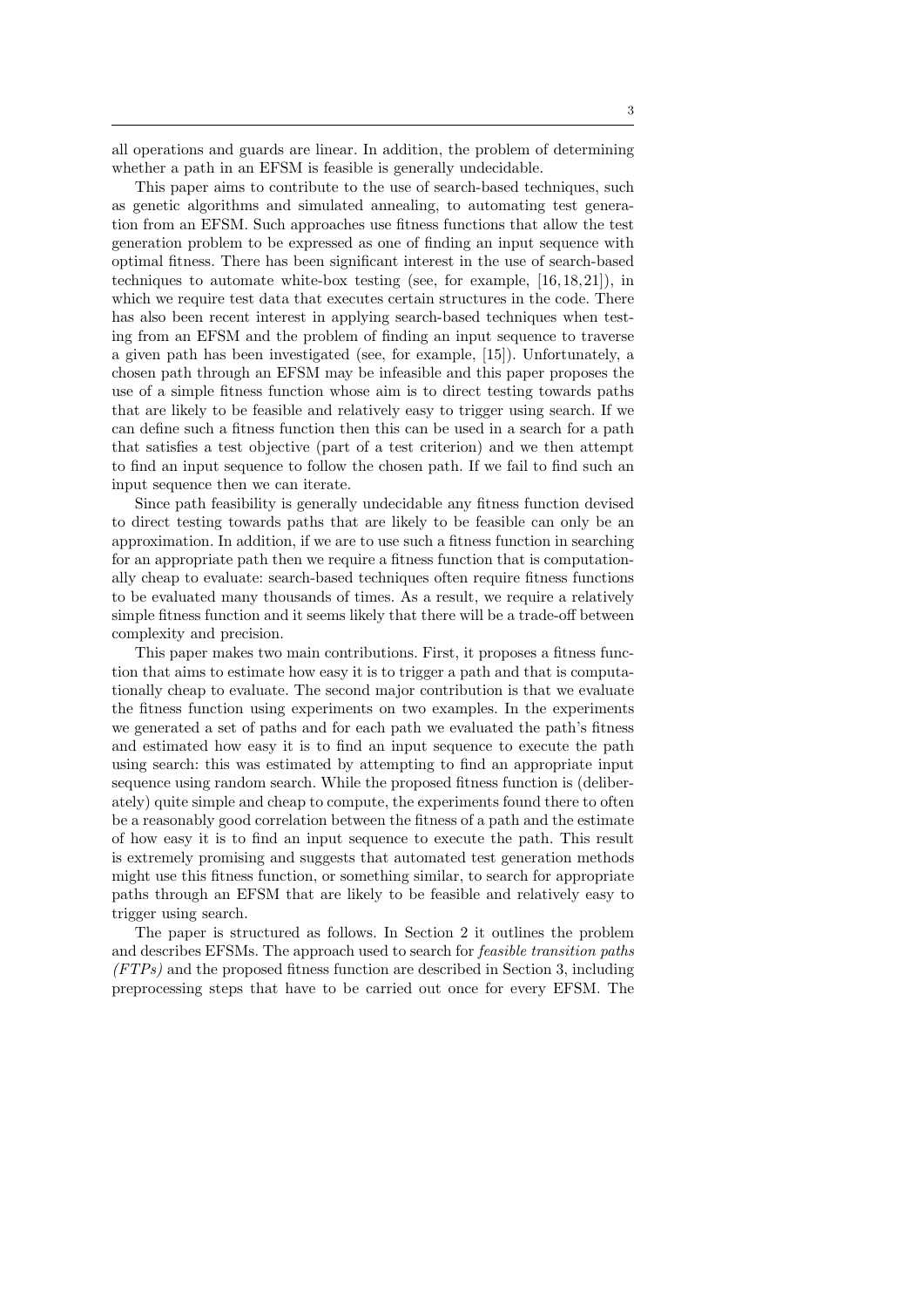all operations and guards are linear. In addition, the problem of determining whether a path in an EFSM is feasible is generally undecidable.

This paper aims to contribute to the use of search-based techniques, such as genetic algorithms and simulated annealing, to automating test generation from an EFSM. Such approaches use fitness functions that allow the test generation problem to be expressed as one of finding an input sequence with optimal fitness. There has been significant interest in the use of search-based techniques to automate white-box testing (see, for example, [16,18,21]), in which we require test data that executes certain structures in the code. There has also been recent interest in applying search-based techniques when testing from an EFSM and the problem of finding an input sequence to traverse a given path has been investigated (see, for example, [15]). Unfortunately, a chosen path through an EFSM may be infeasible and this paper proposes the use of a simple fitness function whose aim is to direct testing towards paths that are likely to be feasible and relatively easy to trigger using search. If we can define such a fitness function then this can be used in a search for a path that satisfies a test objective (part of a test criterion) and we then attempt to find an input sequence to follow the chosen path. If we fail to find such an input sequence then we can iterate.

Since path feasibility is generally undecidable any fitness function devised to direct testing towards paths that are likely to be feasible can only be an approximation. In addition, if we are to use such a fitness function in searching for an appropriate path then we require a fitness function that is computationally cheap to evaluate: search-based techniques often require fitness functions to be evaluated many thousands of times. As a result, we require a relatively simple fitness function and it seems likely that there will be a trade-off between complexity and precision.

This paper makes two main contributions. First, it proposes a fitness function that aims to estimate how easy it is to trigger a path and that is computationally cheap to evaluate. The second major contribution is that we evaluate the fitness function using experiments on two examples. In the experiments we generated a set of paths and for each path we evaluated the path's fitness and estimated how easy it is to find an input sequence to execute the path using search: this was estimated by attempting to find an appropriate input sequence using random search. While the proposed fitness function is (deliberately) quite simple and cheap to compute, the experiments found there to often be a reasonably good correlation between the fitness of a path and the estimate of how easy it is to find an input sequence to execute the path. This result is extremely promising and suggests that automated test generation methods might use this fitness function, or something similar, to search for appropriate paths through an EFSM that are likely to be feasible and relatively easy to trigger using search.

The paper is structured as follows. In Section 2 it outlines the problem and describes EFSMs. The approach used to search for *feasible transition paths (FTPs)* and the proposed fitness function are described in Section 3, including preprocessing steps that have to be carried out once for every EFSM. The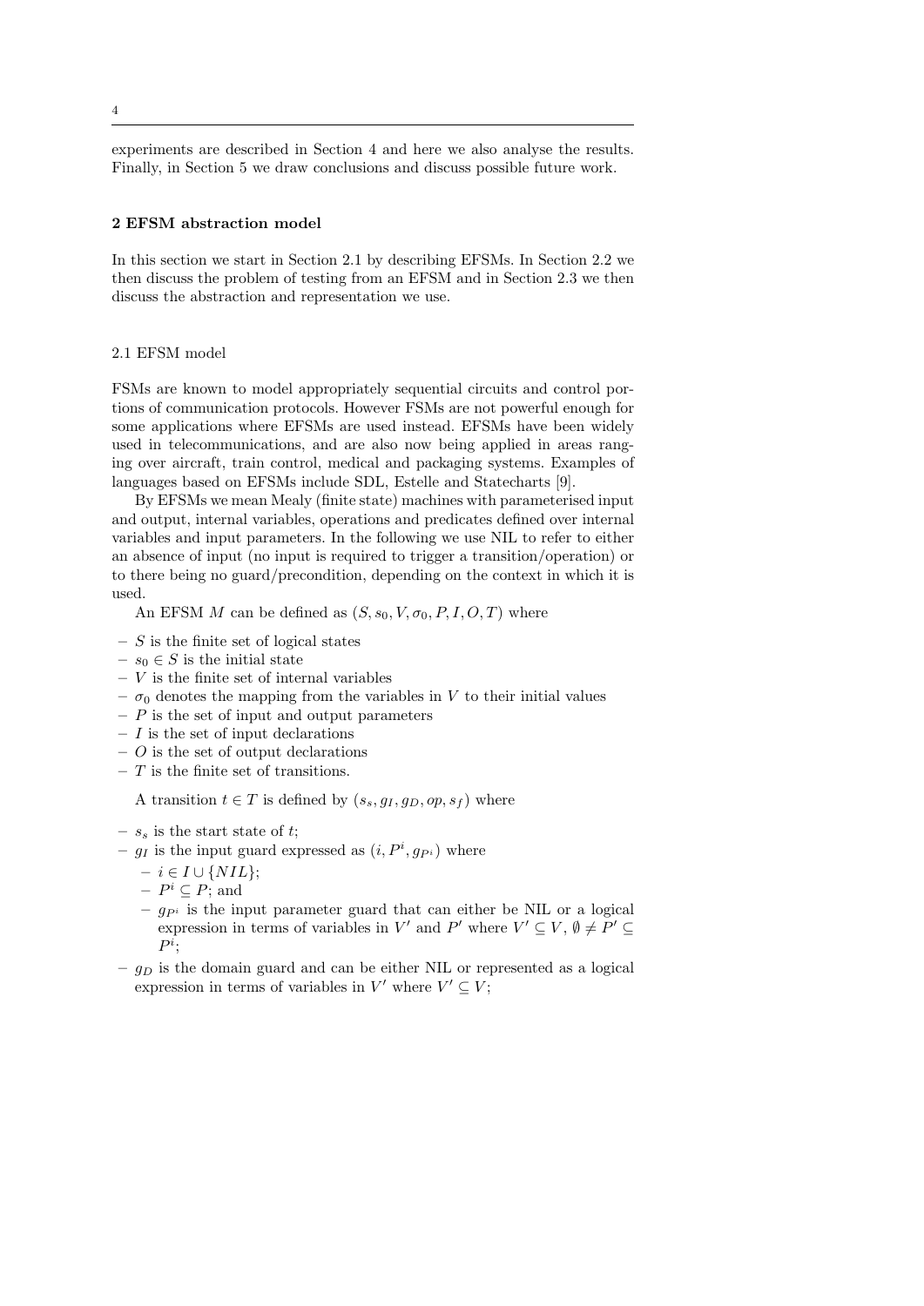experiments are described in Section 4 and here we also analyse the results. Finally, in Section 5 we draw conclusions and discuss possible future work.

## 2 EFSM abstraction model

In this section we start in Section 2.1 by describing EFSMs. In Section 2.2 we then discuss the problem of testing from an EFSM and in Section 2.3 we then discuss the abstraction and representation we use.

### 2.1 EFSM model

FSMs are known to model appropriately sequential circuits and control portions of communication protocols. However FSMs are not powerful enough for some applications where EFSMs are used instead. EFSMs have been widely used in telecommunications, and are also now being applied in areas ranging over aircraft, train control, medical and packaging systems. Examples of languages based on EFSMs include SDL, Estelle and Statecharts [9].

By EFSMs we mean Mealy (finite state) machines with parameterised input and output, internal variables, operations and predicates defined over internal variables and input parameters. In the following we use NIL to refer to either an absence of input (no input is required to trigger a transition/operation) or to there being no guard/precondition, depending on the context in which it is used.

An EFSM $M$ can be defined as $(S, s_0, V, \sigma_0, P, I, O, T)$ where

- $S$ is the finite set of logical states
- $s_0 \in S$ is the initial state
- $V$ is the finite set of internal variables
- $\sigma_0$ denotes the mapping from the variables in $V$ to their initial values
- $P$ is the set of input and output parameters
- $I$ is the set of input declarations
- $O$ is the set of output declarations
- $T$ is the finite set of transitions.

A transition $t \in T$ is defined by $(s_s, g_I, g_D, op, s_f)$ where

- $s_s$ is the start state of $t$;
- $g_I$ is the input guard expressed as $(i, P^i, g_{P^i})$ where
  - $i \in I \cup \{NIL\}$;
  - $P^i \subseteq P$; and
  - $g_{P^i}$ is the input parameter guard that can either be NIL or a logical expression in terms of variables in $V'$ and $P'$ where $V' \subseteq V$, $\emptyset \neq P' \subseteq P^i$;
- $g_D$ is the domain guard and can be either NIL or represented as a logical expression in terms of variables in $V'$ where $V' \subseteq V$;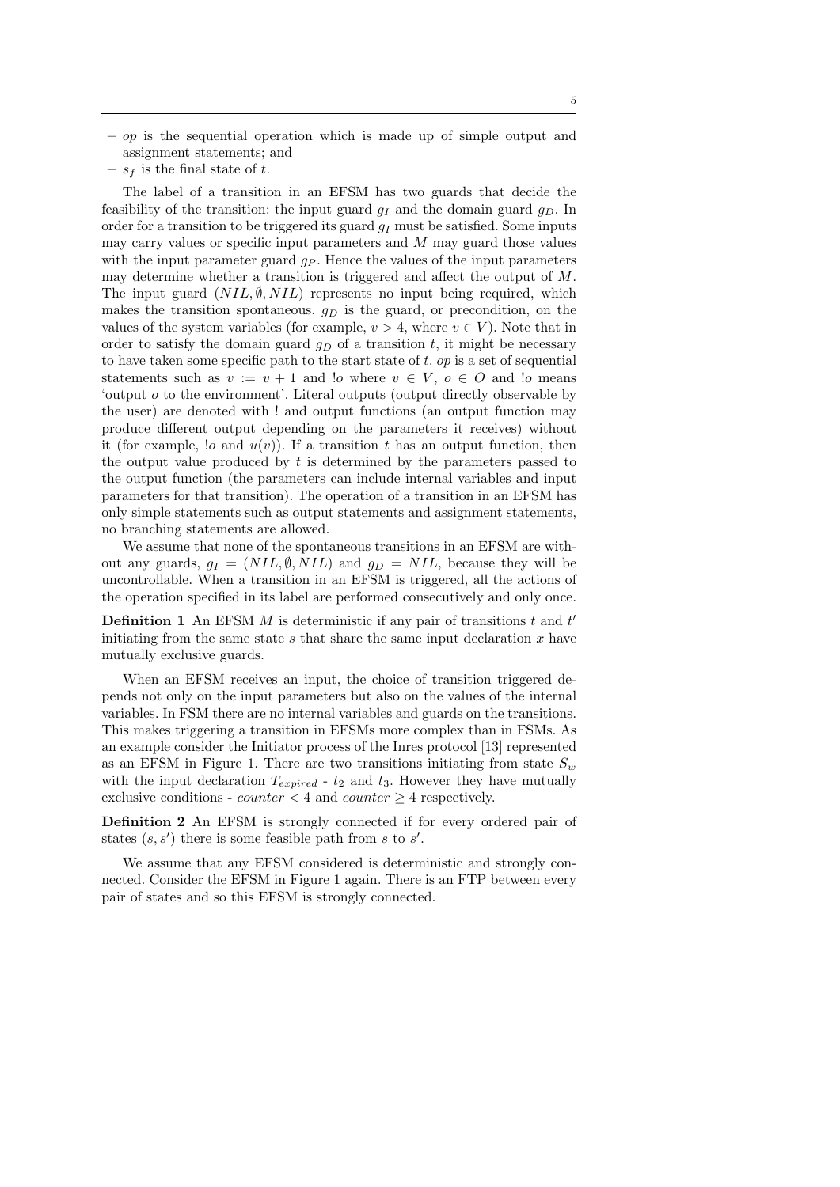- $op$ is the sequential operation which is made up of simple output and assignment statements; and
- $s_f$ is the final state of $t$.

The label of a transition in an EFSM has two guards that decide the feasibility of the transition: the input guard $g_I$ and the domain guard $g_D$. In order for a transition to be triggered its guard $g_I$ must be satisfied. Some inputs may carry values or specific input parameters and $M$ may guard those values with the input parameter guard $g_P$. Hence the values of the input parameters may determine whether a transition is triggered and affect the output of $M$. The input guard $(NIL, \emptyset, NIL)$ represents no input being required, which makes the transition spontaneous. $g_D$ is the guard, or precondition, on the values of the system variables (for example, $v > 4$, where $v \in V$). Note that in order to satisfy the domain guard $g_D$ of a transition $t$, it might be necessary to have taken some specific path to the start state of $t$. $op$ is a set of sequential statements such as $v := v + 1$ and $!o$ where $v \in V$, $o \in O$ and $!o$ means 'output $o$ to the environment'. Literal outputs (output directly observable by the user) are denoted with ! and output functions (an output function may produce different output depending on the parameters it receives) without it (for example, $!o$ and $u(v)$). If a transition $t$ has an output function, then the output value produced by $t$ is determined by the parameters passed to the output function (the parameters can include internal variables and input parameters for that transition). The operation of a transition in an EFSM has only simple statements such as output statements and assignment statements, no branching statements are allowed.

We assume that none of the spontaneous transitions in an EFSM are without any guards, $g_I = (NIL, \emptyset, NIL)$ and $g_D = NIL$, because they will be uncontrollable. When a transition in an EFSM is triggered, all the actions of the operation specified in its label are performed consecutively and only once.

**Definition 1** An EFSM $M$ is deterministic if any pair of transitions $t$ and $t'$ initiating from the same state $s$ that share the same input declaration $x$ have mutually exclusive guards.

When an EFSM receives an input, the choice of transition triggered depends not only on the input parameters but also on the values of the internal variables. In FSM there are no internal variables and guards on the transitions. This makes triggering a transition in EFSMs more complex than in FSMs. As an example consider the Initiator process of the Inres protocol [13] represented as an EFSM in Figure 1. There are two transitions initiating from state $S_w$ with the input declaration $T_{expired}$ - $t_2$ and $t_3$. However they have mutually exclusive conditions - $counter < 4$ and $counter \geq 4$ respectively.

**Definition 2** An EFSM is strongly connected if for every ordered pair of states $(s, s')$ there is some feasible path from $s$ to $s'$.

We assume that any EFSM considered is deterministic and strongly connected. Consider the EFSM in Figure 1 again. There is an FTP between every pair of states and so this EFSM is strongly connected.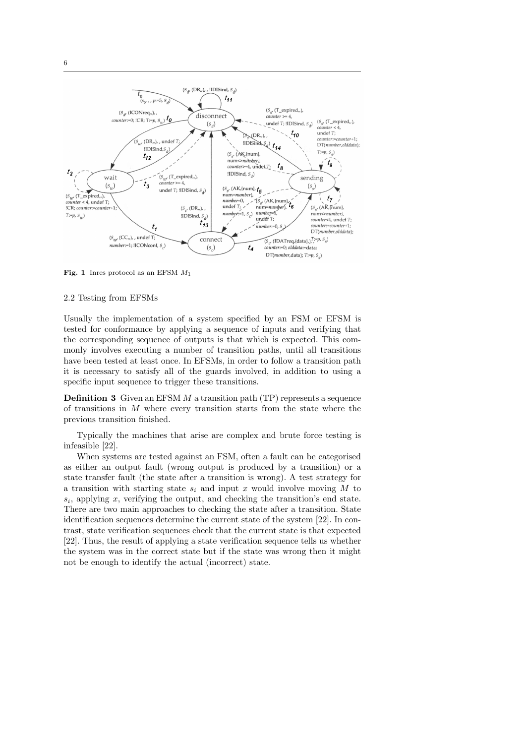**Fig. 1** Inres protocol as an EFSM $M_1$

### 2.2 Testing from EFSMs

Usually the implementation of a system specified by an FSM or EFSM is tested for conformance by applying a sequence of inputs and verifying that the corresponding sequence of outputs is that which is expected. This commonly involves executing a number of transition paths, until all transitions have been tested at least once. In EFSMs, in order to follow a transition path it is necessary to satisfy all of the guards involved, in addition to using a specific input sequence to trigger these transitions.

**Definition 3** Given an EFSM $M$ a transition path (TP) represents a sequence of transitions in $M$ where every transition starts from the state where the previous transition finished.

Typically the machines that arise are complex and brute force testing is infeasible [22].

When systems are tested against an FSM, often a fault can be categorised as either an output fault (wrong output is produced by a transition) or a state transfer fault (the state after a transition is wrong). A test strategy for a transition with starting state $s_i$ and input $x$ would involve moving $M$ to $s_i$, applying $x$, verifying the output, and checking the transition's end state. There are two main approaches to checking the state after a transition. State identification sequences determine the current state of the system [22]. In contrast, state verification sequences check that the current state is that expected [22]. Thus, the result of applying a state verification sequence tells us whether the system was in the correct state but if the state was wrong then it might not be enough to identify the actual (incorrect) state.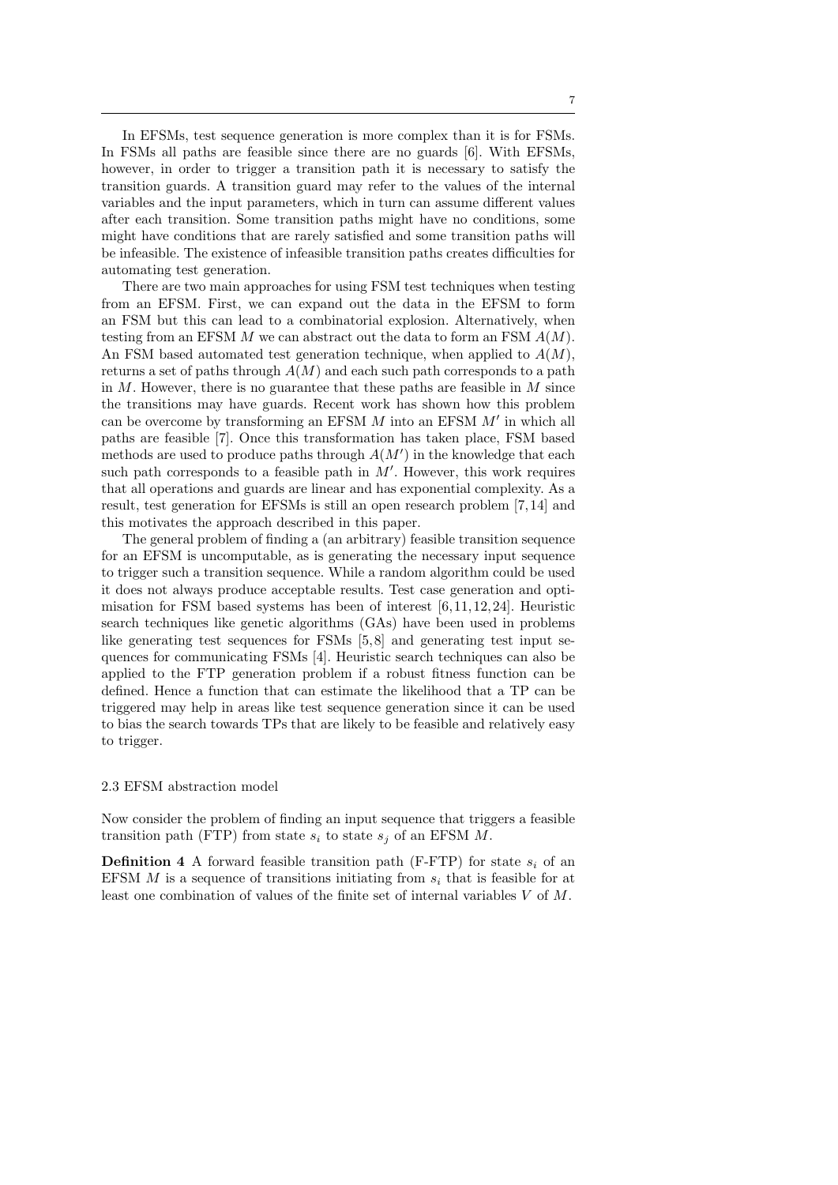In EFSMs, test sequence generation is more complex than it is for FSMs. In FSMs all paths are feasible since there are no guards [6]. With EFSMs, however, in order to trigger a transition path it is necessary to satisfy the transition guards. A transition guard may refer to the values of the internal variables and the input parameters, which in turn can assume different values after each transition. Some transition paths might have no conditions, some might have conditions that are rarely satisfied and some transition paths will be infeasible. The existence of infeasible transition paths creates difficulties for automating test generation.

There are two main approaches for using FSM test techniques when testing from an EFSM. First, we can expand out the data in the EFSM to form an FSM but this can lead to a combinatorial explosion. Alternatively, when testing from an EFSM $M$ we can abstract out the data to form an FSM $A(M)$. An FSM based automated test generation technique, when applied to $A(M)$, returns a set of paths through $A(M)$ and each such path corresponds to a path in $M$. However, there is no guarantee that these paths are feasible in $M$ since the transitions may have guards. Recent work has shown how this problem can be overcome by transforming an EFSM $M$ into an EFSM $M'$ in which all paths are feasible [7]. Once this transformation has taken place, FSM based methods are used to produce paths through $A(M')$ in the knowledge that each such path corresponds to a feasible path in $M'$. However, this work requires that all operations and guards are linear and has exponential complexity. As a result, test generation for EFSMs is still an open research problem [7,14] and this motivates the approach described in this paper.

The general problem of finding a (an arbitrary) feasible transition sequence for an EFSM is uncomputable, as is generating the necessary input sequence to trigger such a transition sequence. While a random algorithm could be used it does not always produce acceptable results. Test case generation and optimisation for FSM based systems has been of interest [6,11,12,24]. Heuristic search techniques like genetic algorithms (GAs) have been used in problems like generating test sequences for FSMs [5,8] and generating test input sequences for communicating FSMs [4]. Heuristic search techniques can also be applied to the FTP generation problem if a robust fitness function can be defined. Hence a function that can estimate the likelihood that a TP can be triggered may help in areas like test sequence generation since it can be used to bias the search towards TPs that are likely to be feasible and relatively easy to trigger.

### 2.3 EFSM abstraction model

Now consider the problem of finding an input sequence that triggers a feasible transition path (FTP) from state $s_i$ to state $s_j$ of an EFSM $M$.

**Definition 4** A forward feasible transition path (F-FTP) for state $s_i$ of an EFSM $M$ is a sequence of transitions initiating from $s_i$ that is feasible for at least one combination of values of the finite set of internal variables $V$ of $M$.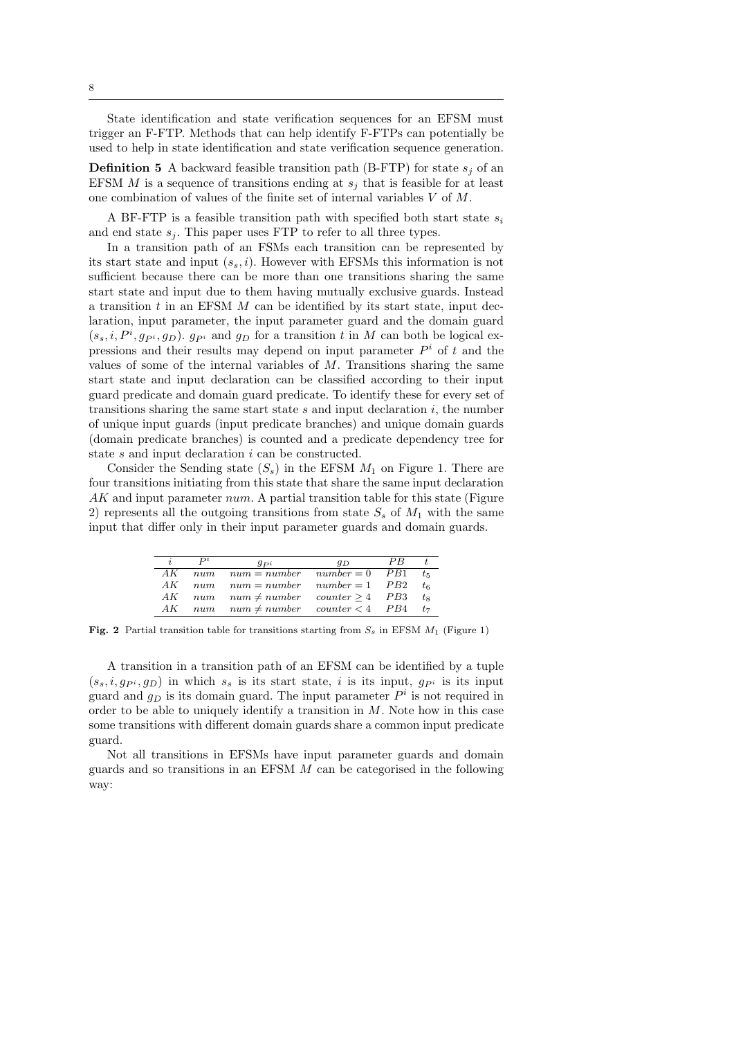State identification and state verification sequences for an EFSM must trigger an F-FTP. Methods that can help identify F-FTPs can potentially be used to help in state identification and state verification sequence generation.

**Definition 5** A backward feasible transition path (B-FTP) for state $s_j$ of an EFSM $M$ is a sequence of transitions ending at $s_j$ that is feasible for at least one combination of values of the finite set of internal variables $V$ of $M$.

A BF-FTP is a feasible transition path with specified both start state $s_i$ and end state $s_j$. This paper uses FTP to refer to all three types.

In a transition path of an FSMs each transition can be represented by its start state and input $(s_s, i)$. However with EFSMs this information is not sufficient because there can be more than one transitions sharing the same start state and input due to them having mutually exclusive guards. Instead a transition $t$ in an EFSM $M$ can be identified by its start state, input declaration, input parameter, the input parameter guard and the domain guard $(s_s, i, P^i, g_{P^i}, g_D)$. $g_{P^i}$ and $g_D$ for a transition $t$ in $M$ can both be logical expressions and their results may depend on input parameter $P^i$ of $t$ and the values of some of the internal variables of $M$. Transitions sharing the same start state and input declaration can be classified according to their input guard predicate and domain guard predicate. To identify these for every set of transitions sharing the same start state $s$ and input declaration $i$, the number of unique input guards (input predicate branches) and unique domain guards (domain predicate branches) is counted and a predicate dependency tree for state $s$ and input declaration $i$ can be constructed.

Consider the Sending state $(S_s)$ in the EFSM $M_1$ on Figure 1. There are four transitions initiating from this state that share the same input declaration $AK$ and input parameter $num$. A partial transition table for this state (Figure 2) represents all the outgoing transitions from state $S_s$ of $M_1$ with the same input that differ only in their input parameter guards and domain guards.

| $i$ | $P^i$ | $g_{P^i}$ | $g_D$ | $PB$ | $t$ |
|---|---|---|---|---|---|
| $AK$ | $num$ | $num = number$ | $number = 0$ | $PB1$ | $t_5$ |
| $AK$ | $num$ | $num = number$ | $number = 1$ | $PB2$ | $t_6$ |
| $AK$ | $num$ | $num \neq number$ | $counter \geq 4$ | $PB3$ | $t_8$ |
| $AK$ | $num$ | $num \neq number$ | $counter < 4$ | $PB4$ | $t_7$ |

**Fig. 2** Partial transition table for transitions starting from $S_s$ in EFSM $M_1$ (Figure 1)

A transition in a transition path of an EFSM can be identified by a tuple $(s_s, i, g_{P^i}, g_D)$ in which $s_s$ is its start state, $i$ is its input, $g_{P^i}$ is its input guard and $g_D$ is its domain guard. The input parameter $P^i$ is not required in order to be able to uniquely identify a transition in $M$. Note how in this case some transitions with different domain guards share a common input predicate guard.

Not all transitions in EFSMs have input parameter guards and domain guards and so transitions in an EFSM $M$ can be categorised in the following way: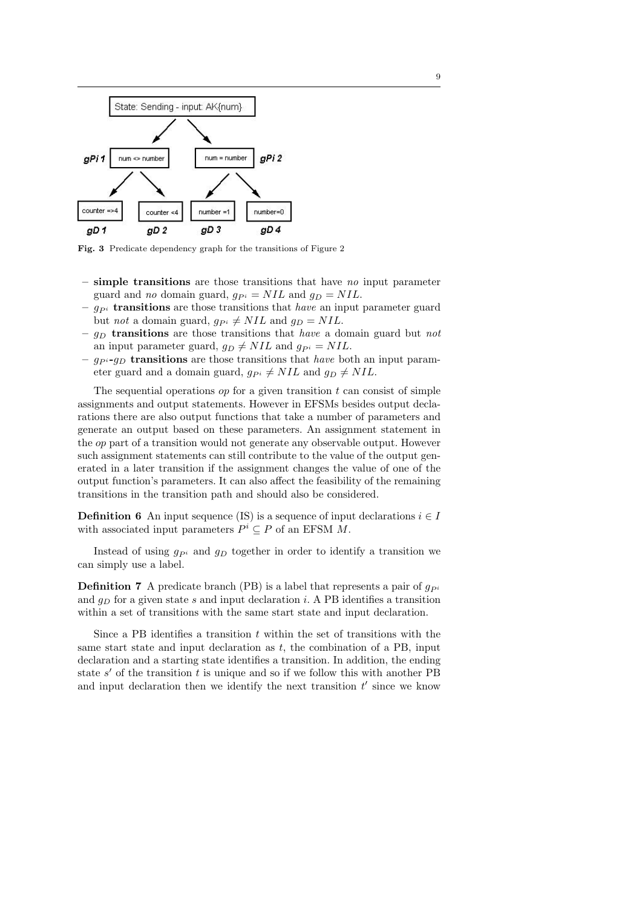State: Sending - input: AK{num}

gPi 1: num <> number — gPi 2: num = number

gD 1: counter =>4 — gD 2: counter <4 — gD 3: number =1 — gD 4: number=0

**Fig. 3** Predicate dependency graph for the transitions of Figure 2

– **simple transitions** are those transitions that have *no* input parameter guard and *no* domain guard, $g_{P^i} = NIL$ and $g_D = NIL$.
– $g_{P^i}$ **transitions** are those transitions that *have* an input parameter guard but *not* a domain guard, $g_{P^i} \neq NIL$ and $g_D = NIL$.
– $g_D$ **transitions** are those transitions that *have* a domain guard but *not* an input parameter guard, $g_D \neq NIL$ and $g_{P^i} = NIL$.
– $g_{P^i}$-$g_D$ **transitions** are those transitions that *have* both an input parameter guard and a domain guard, $g_{P^i} \neq NIL$ and $g_D \neq NIL$.

The sequential operations *op* for a given transition $t$ can consist of simple assignments and output statements. However in EFSMs besides output declarations there are also output functions that take a number of parameters and generate an output based on these parameters. An assignment statement in the *op* part of a transition would not generate any observable output. However such assignment statements can still contribute to the value of the output generated in a later transition if the assignment changes the value of one of the output function's parameters. It can also affect the feasibility of the remaining transitions in the transition path and should also be considered.

**Definition 6** An input sequence (IS) is a sequence of input declarations $i \in I$ with associated input parameters $P^i \subseteq P$ of an EFSM $M$.

Instead of using $g_{P^i}$ and $g_D$ together in order to identify a transition we can simply use a label.

**Definition 7** A predicate branch (PB) is a label that represents a pair of $g_{P^i}$ and $g_D$ for a given state $s$ and input declaration $i$. A PB identifies a transition within a set of transitions with the same start state and input declaration.

Since a PB identifies a transition $t$ within the set of transitions with the same start state and input declaration as $t$, the combination of a PB, input declaration and a starting state identifies a transition. In addition, the ending state $s'$ of the transition $t$ is unique and so if we follow this with another PB and input declaration then we identify the next transition $t'$ since we know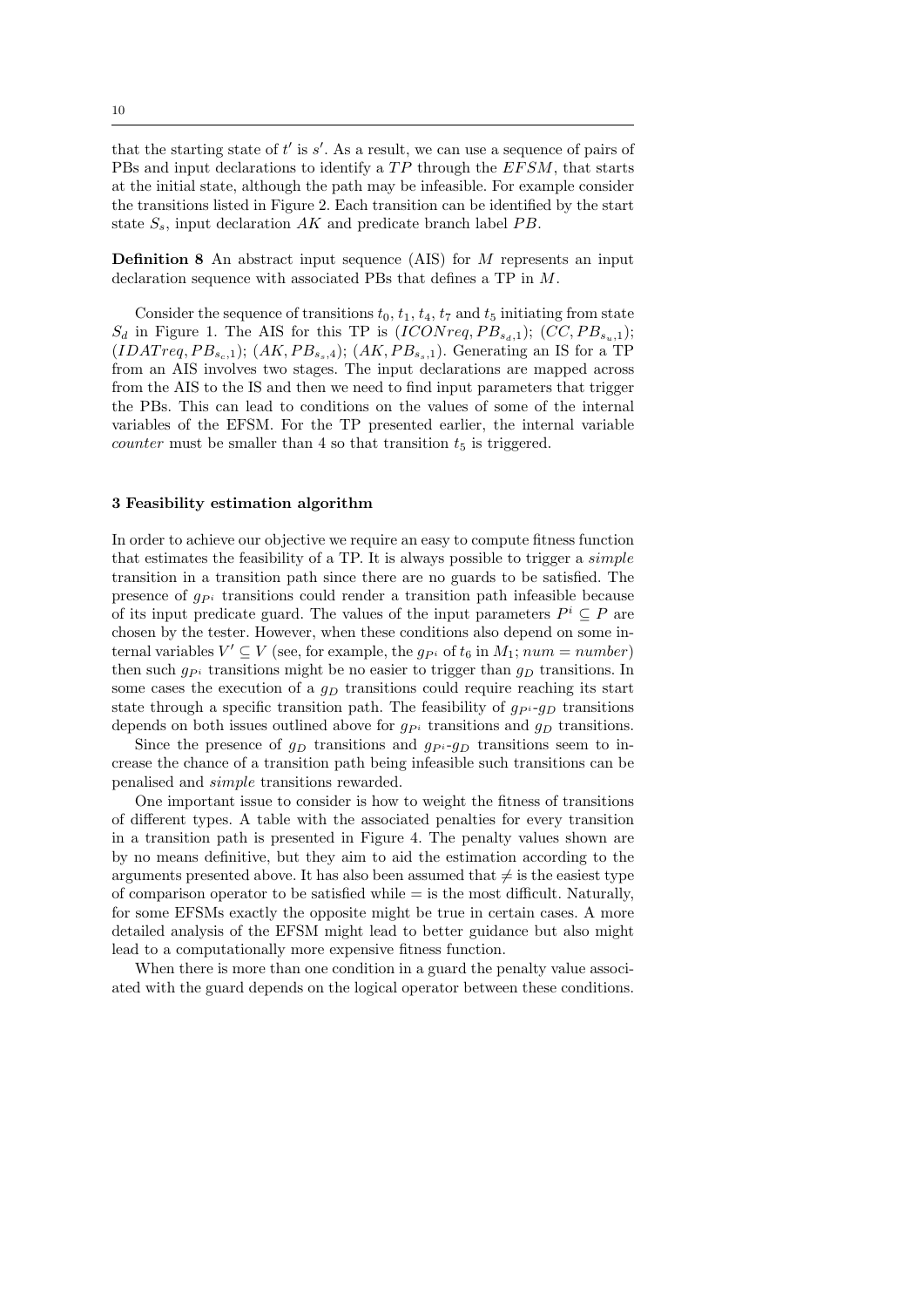that the starting state of $t'$ is $s'$. As a result, we can use a sequence of pairs of PBs and input declarations to identify a $TP$ through the $EFSM$, that starts at the initial state, although the path may be infeasible. For example consider the transitions listed in Figure 2. Each transition can be identified by the start state $S_s$, input declaration $AK$ and predicate branch label $PB$.

**Definition 8** An abstract input sequence (AIS) for $M$ represents an input declaration sequence with associated PBs that defines a TP in $M$.

Consider the sequence of transitions $t_0$, $t_1$, $t_4$, $t_7$ and $t_5$ initiating from state $S_d$ in Figure 1. The AIS for this TP is $(ICONreq, PB_{s_d,1})$; $(CC, PB_{s_w,1})$; $(IDATreq, PB_{s_c,1})$; $(AK, PB_{s_s,4})$; $(AK, PB_{s_s,1})$. Generating an IS for a TP from an AIS involves two stages. The input declarations are mapped across from the AIS to the IS and then we need to find input parameters that trigger the PBs. This can lead to conditions on the values of some of the internal variables of the EFSM. For the TP presented earlier, the internal variable *counter* must be smaller than 4 so that transition $t_5$ is triggered.

## 3 Feasibility estimation algorithm

In order to achieve our objective we require an easy to compute fitness function that estimates the feasibility of a TP. It is always possible to trigger a *simple* transition in a transition path since there are no guards to be satisfied. The presence of $g_{P^i}$ transitions could render a transition path infeasible because of its input predicate guard. The values of the input parameters $P^i \subseteq P$ are chosen by the tester. However, when these conditions also depend on some internal variables $V' \subseteq V$ (see, for example, the $g_{P^i}$ of $t_6$ in $M_1$; $num = number$) then such $g_{P^i}$ transitions might be no easier to trigger than $g_D$ transitions. In some cases the execution of a $g_D$ transitions could require reaching its start state through a specific transition path. The feasibility of $g_{P^i}$-$g_D$ transitions depends on both issues outlined above for $g_{P^i}$ transitions and $g_D$ transitions.

Since the presence of $g_D$ transitions and $g_{P^i}$-$g_D$ transitions seem to increase the chance of a transition path being infeasible such transitions can be penalised and *simple* transitions rewarded.

One important issue to consider is how to weight the fitness of transitions of different types. A table with the associated penalties for every transition in a transition path is presented in Figure 4. The penalty values shown are by no means definitive, but they aim to aid the estimation according to the arguments presented above. It has also been assumed that $\neq$ is the easiest type of comparison operator to be satisfied while $=$ is the most difficult. Naturally, for some EFSMs exactly the opposite might be true in certain cases. A more detailed analysis of the EFSM might lead to better guidance but also might lead to a computationally more expensive fitness function.

When there is more than one condition in a guard the penalty value associated with the guard depends on the logical operator between these conditions.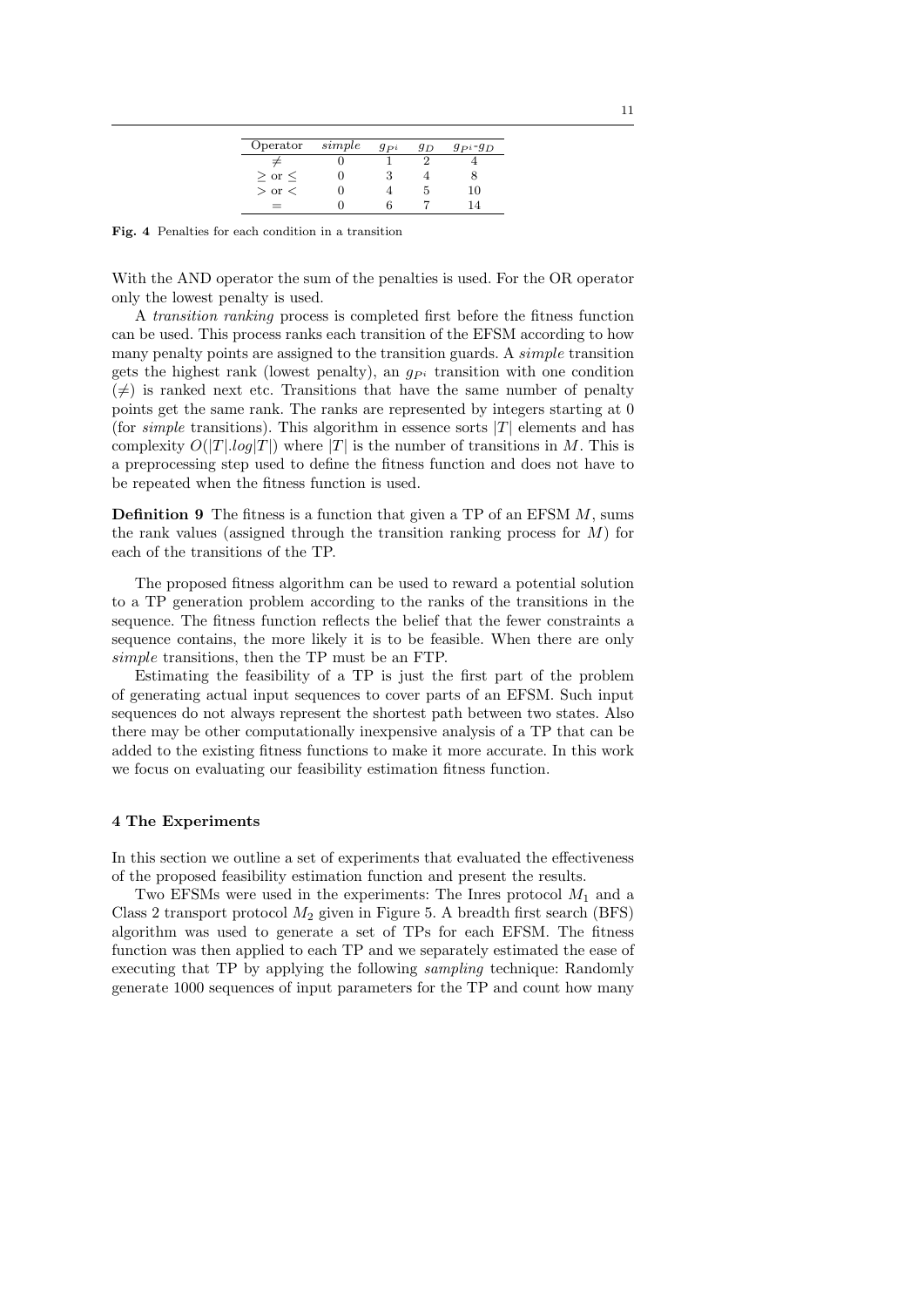| Operator | *simple* | $g_{Pi}$ | $g_D$ | $g_{Pi}$-$g_D$ |
|---|---|---|---|---|
| $\neq$ | 0 | 1 | 2 | 4 |
| $\geq$ or $\leq$ | 0 | 3 | 4 | 8 |
| $>$ or $<$ | 0 | 4 | 5 | 10 |
| $=$ | 0 | 6 | 7 | 14 |

**Fig. 4** Penalties for each condition in a transition

With the AND operator the sum of the penalties is used. For the OR operator only the lowest penalty is used.

A *transition ranking* process is completed first before the fitness function can be used. This process ranks each transition of the EFSM according to how many penalty points are assigned to the transition guards. A *simple* transition gets the highest rank (lowest penalty), an $g_{Pi}$ transition with one condition ($\neq$) is ranked next etc. Transitions that have the same number of penalty points get the same rank. The ranks are represented by integers starting at 0 (for *simple* transitions). This algorithm in essence sorts $|T|$ elements and has complexity $O(|T|.log|T|)$ where $|T|$ is the number of transitions in $M$. This is a preprocessing step used to define the fitness function and does not have to be repeated when the fitness function is used.

**Definition 9** The fitness is a function that given a TP of an EFSM $M$, sums the rank values (assigned through the transition ranking process for $M$) for each of the transitions of the TP.

The proposed fitness algorithm can be used to reward a potential solution to a TP generation problem according to the ranks of the transitions in the sequence. The fitness function reflects the belief that the fewer constraints a sequence contains, the more likely it is to be feasible. When there are only *simple* transitions, then the TP must be an FTP.

Estimating the feasibility of a TP is just the first part of the problem of generating actual input sequences to cover parts of an EFSM. Such input sequences do not always represent the shortest path between two states. Also there may be other computationally inexpensive analysis of a TP that can be added to the existing fitness functions to make it more accurate. In this work we focus on evaluating our feasibility estimation fitness function.

## 4 The Experiments

In this section we outline a set of experiments that evaluated the effectiveness of the proposed feasibility estimation function and present the results.

Two EFSMs were used in the experiments: The Inres protocol $M_1$ and a Class 2 transport protocol $M_2$ given in Figure 5. A breadth first search (BFS) algorithm was used to generate a set of TPs for each EFSM. The fitness function was then applied to each TP and we separately estimated the ease of executing that TP by applying the following *sampling* technique: Randomly generate 1000 sequences of input parameters for the TP and count how many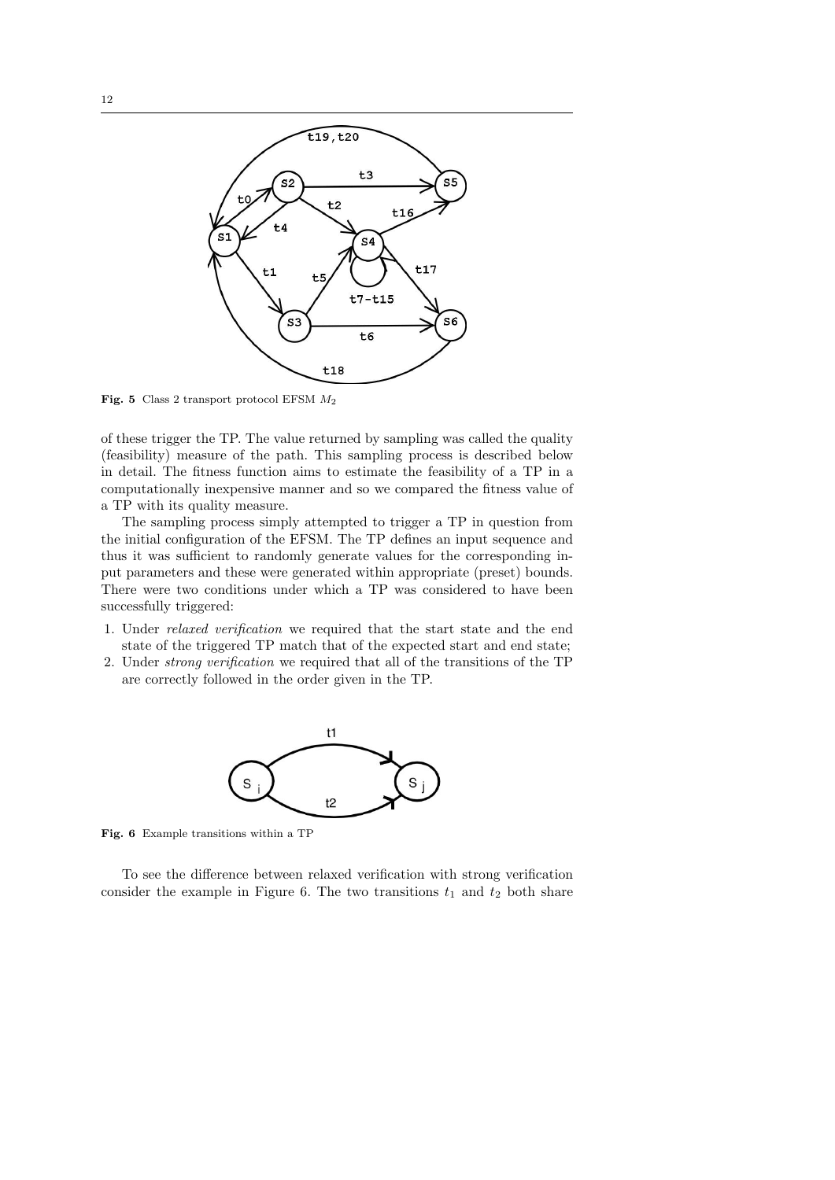Fig. 5 Class 2 transport protocol EFSM $M_2$

of these trigger the TP. The value returned by sampling was called the quality (feasibility) measure of the path. This sampling process is described below in detail. The fitness function aims to estimate the feasibility of a TP in a computationally inexpensive manner and so we compared the fitness value of a TP with its quality measure.

The sampling process simply attempted to trigger a TP in question from the initial configuration of the EFSM. The TP defines an input sequence and thus it was sufficient to randomly generate values for the corresponding input parameters and these were generated within appropriate (preset) bounds. There were two conditions under which a TP was considered to have been successfully triggered:

1. Under *relaxed verification* we required that the start state and the end state of the triggered TP match that of the expected start and end state;
2. Under *strong verification* we required that all of the transitions of the TP are correctly followed in the order given in the TP.

Fig. 6 Example transitions within a TP

To see the difference between relaxed verification with strong verification consider the example in Figure 6. The two transitions $t_1$ and $t_2$ both share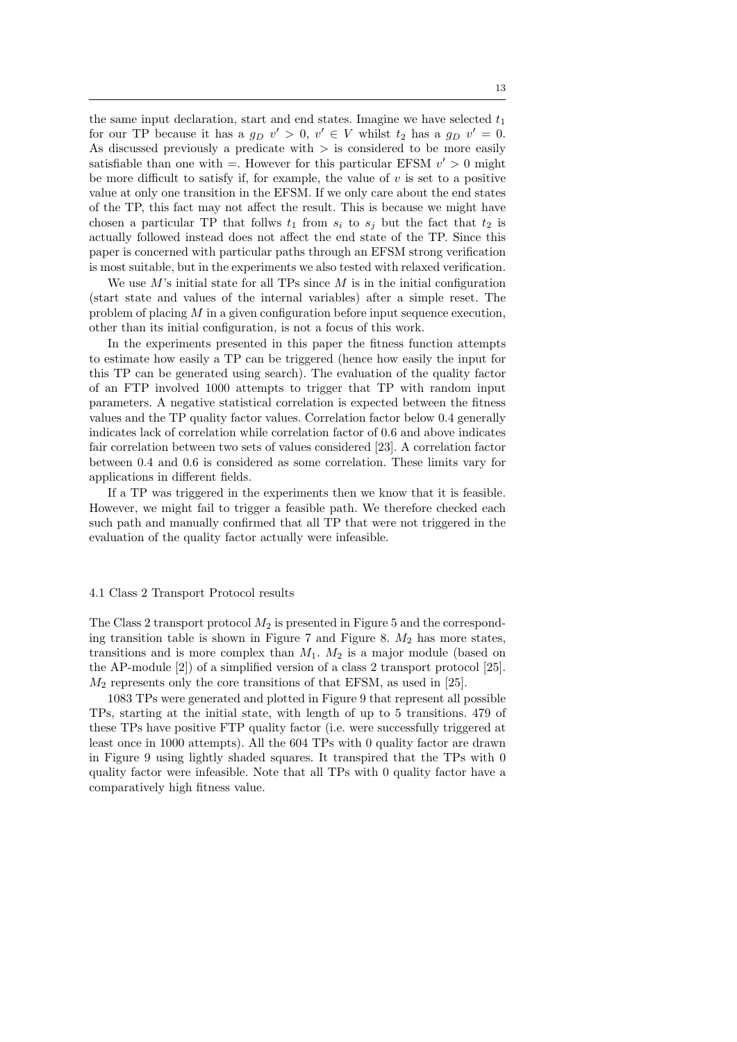the same input declaration, start and end states. Imagine we have selected $t_1$ for our TP because it has a $g_D\ v' > 0,\ v' \in V$ whilst $t_2$ has a $g_D\ v' = 0$. As discussed previously a predicate with $>$ is considered to be more easily satisfiable than one with $=$. However for this particular EFSM $v' > 0$ might be more difficult to satisfy if, for example, the value of $v$ is set to a positive value at only one transition in the EFSM. If we only care about the end states of the TP, this fact may not affect the result. This is because we might have chosen a particular TP that follws $t_1$ from $s_i$ to $s_j$ but the fact that $t_2$ is actually followed instead does not affect the end state of the TP. Since this paper is concerned with particular paths through an EFSM strong verification is most suitable, but in the experiments we also tested with relaxed verification.

We use $M$'s initial state for all TPs since $M$ is in the initial configuration (start state and values of the internal variables) after a simple reset. The problem of placing $M$ in a given configuration before input sequence execution, other than its initial configuration, is not a focus of this work.

In the experiments presented in this paper the fitness function attempts to estimate how easily a TP can be triggered (hence how easily the input for this TP can be generated using search). The evaluation of the quality factor of an FTP involved 1000 attempts to trigger that TP with random input parameters. A negative statistical correlation is expected between the fitness values and the TP quality factor values. Correlation factor below 0.4 generally indicates lack of correlation while correlation factor of 0.6 and above indicates fair correlation between two sets of values considered [23]. A correlation factor between 0.4 and 0.6 is considered as some correlation. These limits vary for applications in different fields.

If a TP was triggered in the experiments then we know that it is feasible. However, we might fail to trigger a feasible path. We therefore checked each such path and manually confirmed that all TP that were not triggered in the evaluation of the quality factor actually were infeasible.

### 4.1 Class 2 Transport Protocol results

The Class 2 transport protocol $M_2$ is presented in Figure 5 and the corresponding transition table is shown in Figure 7 and Figure 8. $M_2$ has more states, transitions and is more complex than $M_1$. $M_2$ is a major module (based on the AP-module [2]) of a simplified version of a class 2 transport protocol [25]. $M_2$ represents only the core transitions of that EFSM, as used in [25].

1083 TPs were generated and plotted in Figure 9 that represent all possible TPs, starting at the initial state, with length of up to 5 transitions. 479 of these TPs have positive FTP quality factor (i.e. were successfully triggered at least once in 1000 attempts). All the 604 TPs with 0 quality factor are drawn in Figure 9 using lightly shaded squares. It transpired that the TPs with 0 quality factor were infeasible. Note that all TPs with 0 quality factor have a comparatively high fitness value.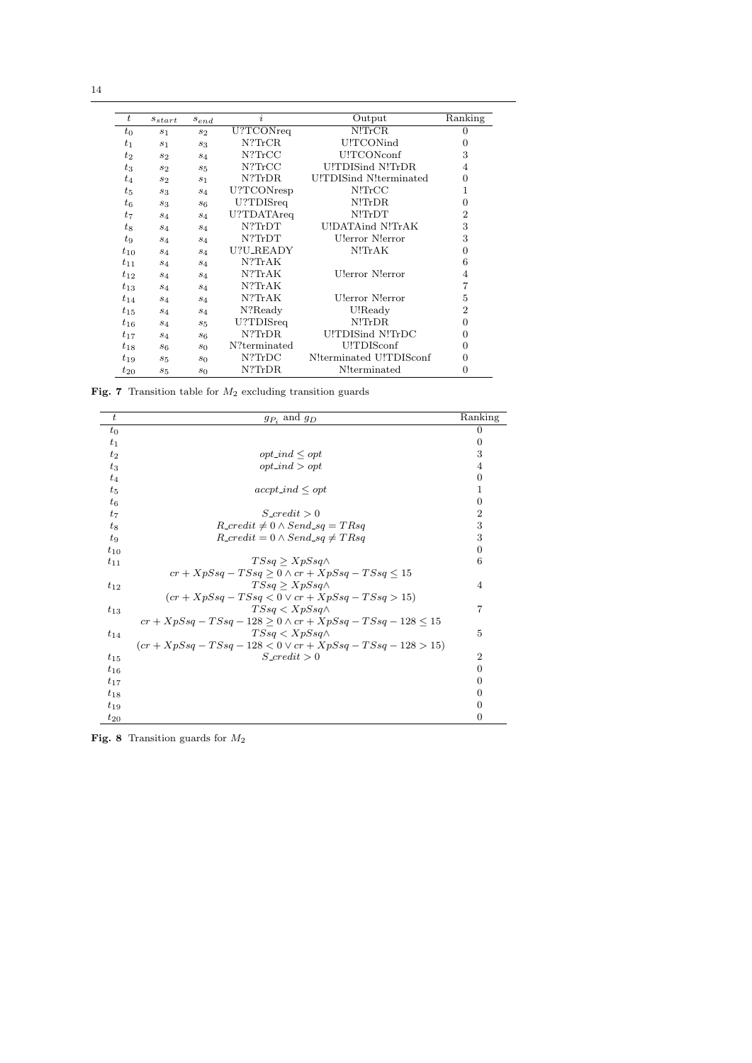| $t$ | $s_{start}$ | $s_{end}$ | $i$ | Output | Ranking |
|---|---|---|---|---|---|
| $t_0$ | $s_1$ | $s_2$ | U?TCONreq | N!TrCR | 0 |
| $t_1$ | $s_1$ | $s_3$ | N?TrCR | U!TCONind | 0 |
| $t_2$ | $s_2$ | $s_4$ | N?TrCC | U!TCONconf | 3 |
| $t_3$ | $s_2$ | $s_5$ | N?TrCC | U!TDISind N!TrDR | 4 |
| $t_4$ | $s_2$ | $s_1$ | N?TrDR | U!TDISind N!terminated | 0 |
| $t_5$ | $s_3$ | $s_4$ | U?TCONresp | N!TrCC | 1 |
| $t_6$ | $s_3$ | $s_6$ | U?TDISreq | N!TrDR | 0 |
| $t_7$ | $s_4$ | $s_4$ | U?TDATAreq | N!TrDT | 2 |
| $t_8$ | $s_4$ | $s_4$ | N?TrDT | U!DATAind N!TrAK | 3 |
| $t_9$ | $s_4$ | $s_4$ | N?TrDT | U!error N!error | 3 |
| $t_{10}$ | $s_4$ | $s_4$ | U?U_READY | N!TrAK | 0 |
| $t_{11}$ | $s_4$ | $s_4$ | N?TrAK | | 6 |
| $t_{12}$ | $s_4$ | $s_4$ | N?TrAK | U!error N!error | 4 |
| $t_{13}$ | $s_4$ | $s_4$ | N?TrAK | | 7 |
| $t_{14}$ | $s_4$ | $s_4$ | N?TrAK | U!error N!error | 5 |
| $t_{15}$ | $s_4$ | $s_4$ | N?Ready | U!Ready | 2 |
| $t_{16}$ | $s_4$ | $s_5$ | U?TDISreq | N!TrDR | 0 |
| $t_{17}$ | $s_4$ | $s_6$ | N?TrDR | U!TDISind N!TrDC | 0 |
| $t_{18}$ | $s_6$ | $s_0$ | N?terminated | U!TDISconf | 0 |
| $t_{19}$ | $s_5$ | $s_0$ | N?TrDC | N!terminated U!TDISconf | 0 |
| $t_{20}$ | $s_5$ | $s_0$ | N?TrDR | N!terminated | 0 |

**Fig. 7** Transition table for $M_2$ excluding transition guards

| $t$ | $g_{P_i}$ and $g_D$ | Ranking |
|---|---|---|
| $t_0$ | | 0 |
| $t_1$ | | 0 |
| $t_2$ | $opt\_ind \leq opt$ | 3 |
| $t_3$ | $opt\_ind > opt$ | 4 |
| $t_4$ | | 0 |
| $t_5$ | $accpt\_ind \leq opt$ | 1 |
| $t_6$ | | 0 |
| $t_7$ | $S\_credit > 0$ | 2 |
| $t_8$ | $R\_credit \neq 0 \wedge Send\_sq = TRsq$ | 3 |
| $t_9$ | $R\_credit = 0 \wedge Send\_sq \neq TRsq$ | 3 |
| $t_{10}$ | | 0 |
| $t_{11}$ | $TSsq \geq XpSsq \wedge$ $cr + XpSsq - TSsq \geq 0 \wedge cr + XpSsq - TSsq \leq 15$ | 6 |
| $t_{12}$ | $TSsq \geq XpSsq \wedge$ $(cr + XpSsq - TSsq < 0 \vee cr + XpSsq - TSsq > 15)$ | 4 |
| $t_{13}$ | $TSsq < XpSsq \wedge$ $cr + XpSsq - TSsq - 128 \geq 0 \wedge cr + XpSsq - TSsq - 128 \leq 15$ | 7 |
| $t_{14}$ | $TSsq < XpSsq \wedge$ $(cr + XpSsq - TSsq - 128 < 0 \vee cr + XpSsq - TSsq - 128 > 15)$ | 5 |
| $t_{15}$ | $S\_credit > 0$ | 2 |
| $t_{16}$ | | 0 |
| $t_{17}$ | | 0 |
| $t_{18}$ | | 0 |
| $t_{19}$ | | 0 |
| $t_{20}$ | | 0 |

**Fig. 8** Transition guards for $M_2$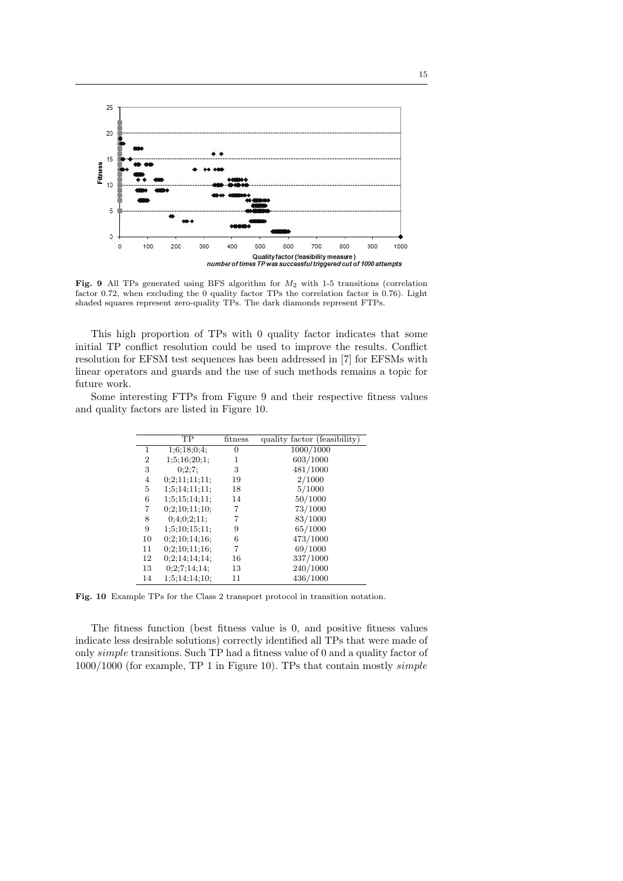**Fig. 9** All TPs generated using BFS algorithm for $M_2$ with 1-5 transitions (correlation factor 0.72, when excluding the 0 quality factor TPs the correlation factor is 0.76). Light shaded squares represent zero-quality TPs. The dark diamonds represent FTPs.

This high proportion of TPs with 0 quality factor indicates that some initial TP conflict resolution could be used to improve the results. Conflict resolution for EFSM test sequences has been addressed in [7] for EFSMs with linear operators and guards and the use of such methods remains a topic for future work.

Some interesting FTPs from Figure 9 and their respective fitness values and quality factors are listed in Figure 10.

| | TP | fitness | quality factor (feasibility) |
|---|---|---|---|
| 1 | 1;6;18;0;4; | 0 | 1000/1000 |
| 2 | 1;5;16;20;1; | 1 | 603/1000 |
| 3 | 0;2;7; | 3 | 481/1000 |
| 4 | 0;2;11;11;11; | 19 | 2/1000 |
| 5 | 1;5;14;11;11; | 18 | 5/1000 |
| 6 | 1;5;15;14;11; | 14 | 50/1000 |
| 7 | 0;2;10;11;10; | 7 | 73/1000 |
| 8 | 0;4;0;2;11; | 7 | 83/1000 |
| 9 | 1;5;10;15;11; | 9 | 65/1000 |
| 10 | 0;2;10;14;16; | 6 | 473/1000 |
| 11 | 0;2;10;11;16; | 7 | 69/1000 |
| 12 | 0;2;14;14;14; | 16 | 337/1000 |
| 13 | 0;2;7;14;14; | 13 | 240/1000 |
| 14 | 1;5;14;14;10; | 11 | 436/1000 |

**Fig. 10** Example TPs for the Class 2 transport protocol in transition notation.

The fitness function (best fitness value is 0, and positive fitness values indicate less desirable solutions) correctly identified all TPs that were made of only *simple* transitions. Such TP had a fitness value of 0 and a quality factor of 1000/1000 (for example, TP 1 in Figure 10). TPs that contain mostly *simple*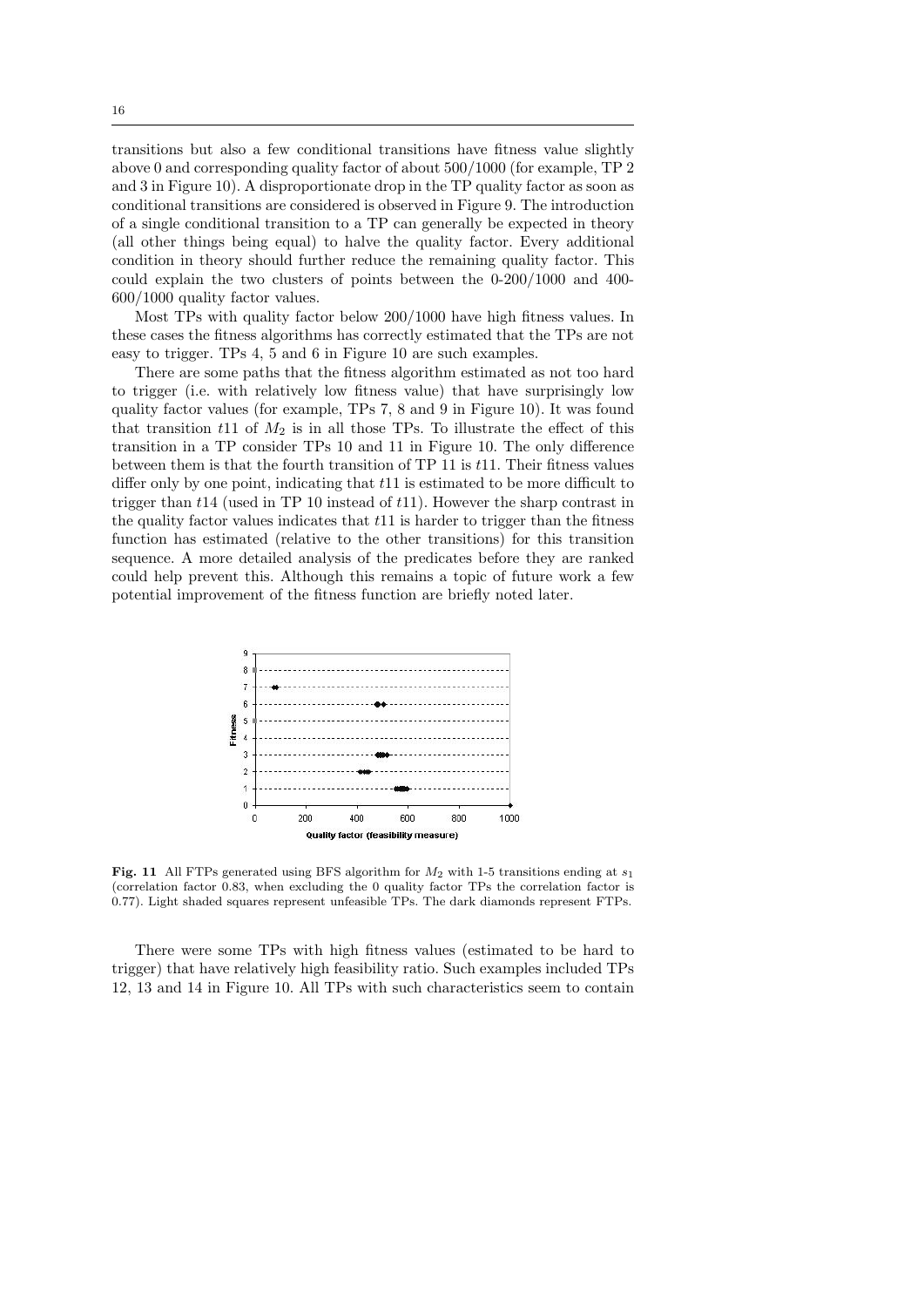transitions but also a few conditional transitions have fitness value slightly above 0 and corresponding quality factor of about 500/1000 (for example, TP 2 and 3 in Figure 10). A disproportionate drop in the TP quality factor as soon as conditional transitions are considered is observed in Figure 9. The introduction of a single conditional transition to a TP can generally be expected in theory (all other things being equal) to halve the quality factor. Every additional condition in theory should further reduce the remaining quality factor. This could explain the two clusters of points between the 0-200/1000 and 400-600/1000 quality factor values.

Most TPs with quality factor below 200/1000 have high fitness values. In these cases the fitness algorithms has correctly estimated that the TPs are not easy to trigger. TPs 4, 5 and 6 in Figure 10 are such examples.

There are some paths that the fitness algorithm estimated as not too hard to trigger (i.e. with relatively low fitness value) that have surprisingly low quality factor values (for example, TPs 7, 8 and 9 in Figure 10). It was found that transition $t11$ of $M_2$ is in all those TPs. To illustrate the effect of this transition in a TP consider TPs 10 and 11 in Figure 10. The only difference between them is that the fourth transition of TP 11 is $t11$. Their fitness values differ only by one point, indicating that $t11$ is estimated to be more difficult to trigger than $t14$ (used in TP 10 instead of $t11$). However the sharp contrast in the quality factor values indicates that $t11$ is harder to trigger than the fitness function has estimated (relative to the other transitions) for this transition sequence. A more detailed analysis of the predicates before they are ranked could help prevent this. Although this remains a topic of future work a few potential improvement of the fitness function are briefly noted later.

**Fig. 11** All FTPs generated using BFS algorithm for $M_2$ with 1-5 transitions ending at $s_1$ (correlation factor 0.83, when excluding the 0 quality factor TPs the correlation factor is 0.77). Light shaded squares represent unfeasible TPs. The dark diamonds represent FTPs.

There were some TPs with high fitness values (estimated to be hard to trigger) that have relatively high feasibility ratio. Such examples included TPs 12, 13 and 14 in Figure 10. All TPs with such characteristics seem to contain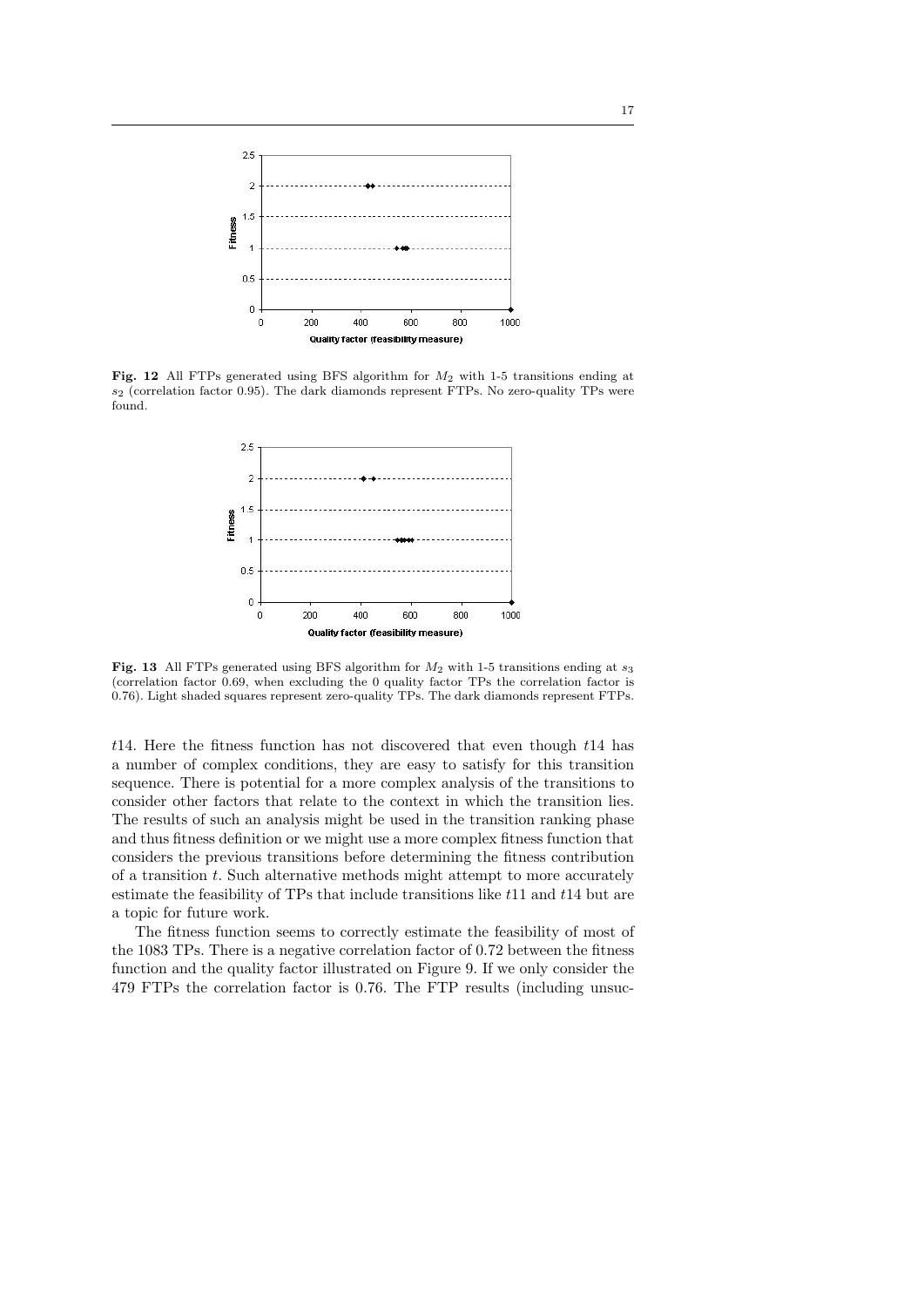**Fig. 12** All FTPs generated using BFS algorithm for $M_2$ with 1-5 transitions ending at $s_2$ (correlation factor 0.95). The dark diamonds represent FTPs. No zero-quality TPs were found.

**Fig. 13** All FTPs generated using BFS algorithm for $M_2$ with 1-5 transitions ending at $s_3$ (correlation factor 0.69, when excluding the 0 quality factor TPs the correlation factor is 0.76). Light shaded squares represent zero-quality TPs. The dark diamonds represent FTPs.

$t14$. Here the fitness function has not discovered that even though $t14$ has a number of complex conditions, they are easy to satisfy for this transition sequence. There is potential for a more complex analysis of the transitions to consider other factors that relate to the context in which the transition lies. The results of such an analysis might be used in the transition ranking phase and thus fitness definition or we might use a more complex fitness function that considers the previous transitions before determining the fitness contribution of a transition $t$. Such alternative methods might attempt to more accurately estimate the feasibility of TPs that include transitions like $t11$ and $t14$ but are a topic for future work.

The fitness function seems to correctly estimate the feasibility of most of the 1083 TPs. There is a negative correlation factor of 0.72 between the fitness function and the quality factor illustrated on Figure 9. If we only consider the 479 FTPs the correlation factor is 0.76. The FTP results (including unsuc-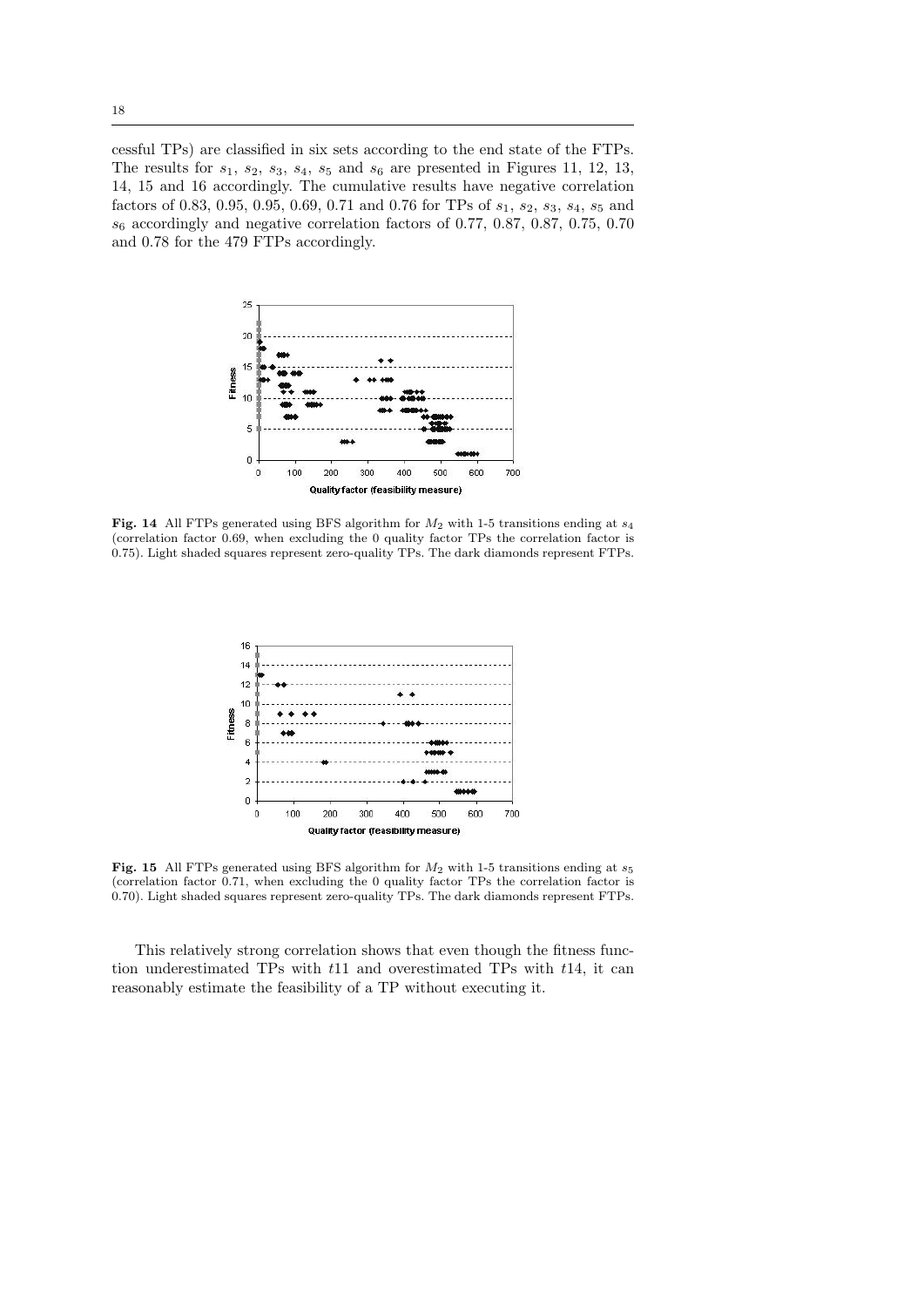cessful TPs) are classified in six sets according to the end state of the FTPs. The results for $s_1$, $s_2$, $s_3$, $s_4$, $s_5$ and $s_6$ are presented in Figures 11, 12, 13, 14, 15 and 16 accordingly. The cumulative results have negative correlation factors of 0.83, 0.95, 0.95, 0.69, 0.71 and 0.76 for TPs of $s_1$, $s_2$, $s_3$, $s_4$, $s_5$ and $s_6$ accordingly and negative correlation factors of 0.77, 0.87, 0.87, 0.75, 0.70 and 0.78 for the 479 FTPs accordingly.

**Fig. 14** All FTPs generated using BFS algorithm for $M_2$ with 1-5 transitions ending at $s_4$ (correlation factor 0.69, when excluding the 0 quality factor TPs the correlation factor is 0.75). Light shaded squares represent zero-quality TPs. The dark diamonds represent FTPs.

**Fig. 15** All FTPs generated using BFS algorithm for $M_2$ with 1-5 transitions ending at $s_5$ (correlation factor 0.71, when excluding the 0 quality factor TPs the correlation factor is 0.70). Light shaded squares represent zero-quality TPs. The dark diamonds represent FTPs.

This relatively strong correlation shows that even though the fitness function underestimated TPs with $t11$ and overestimated TPs with $t14$, it can reasonably estimate the feasibility of a TP without executing it.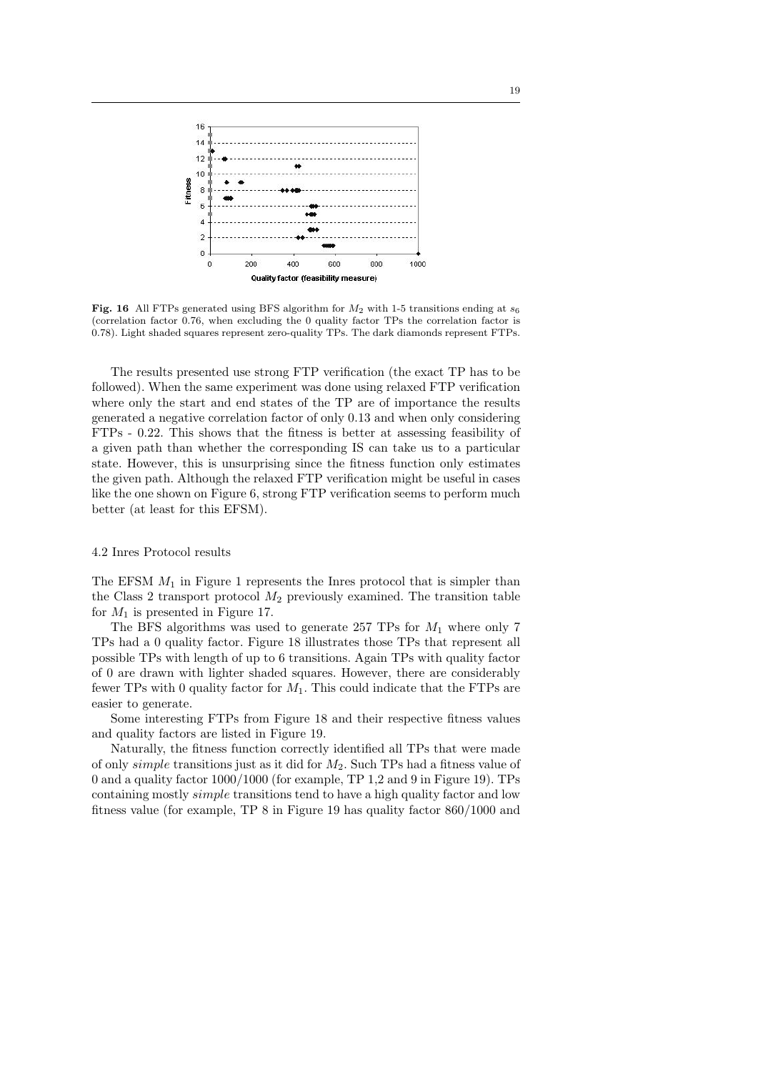**Fig. 16** All FTPs generated using BFS algorithm for $M_2$ with 1-5 transitions ending at $s_6$ (correlation factor 0.76, when excluding the 0 quality factor TPs the correlation factor is 0.78). Light shaded squares represent zero-quality TPs. The dark diamonds represent FTPs.

The results presented use strong FTP verification (the exact TP has to be followed). When the same experiment was done using relaxed FTP verification where only the start and end states of the TP are of importance the results generated a negative correlation factor of only 0.13 and when only considering FTPs - 0.22. This shows that the fitness is better at assessing feasibility of a given path than whether the corresponding IS can take us to a particular state. However, this is unsurprising since the fitness function only estimates the given path. Although the relaxed FTP verification might be useful in cases like the one shown on Figure 6, strong FTP verification seems to perform much better (at least for this EFSM).

### 4.2 Inres Protocol results

The EFSM $M_1$ in Figure 1 represents the Inres protocol that is simpler than the Class 2 transport protocol $M_2$ previously examined. The transition table for $M_1$ is presented in Figure 17.

The BFS algorithms was used to generate 257 TPs for $M_1$ where only 7 TPs had a 0 quality factor. Figure 18 illustrates those TPs that represent all possible TPs with length of up to 6 transitions. Again TPs with quality factor of 0 are drawn with lighter shaded squares. However, there are considerably fewer TPs with 0 quality factor for $M_1$. This could indicate that the FTPs are easier to generate.

Some interesting FTPs from Figure 18 and their respective fitness values and quality factors are listed in Figure 19.

Naturally, the fitness function correctly identified all TPs that were made of only *simple* transitions just as it did for $M_2$. Such TPs had a fitness value of 0 and a quality factor 1000/1000 (for example, TP 1,2 and 9 in Figure 19). TPs containing mostly *simple* transitions tend to have a high quality factor and low fitness value (for example, TP 8 in Figure 19 has quality factor 860/1000 and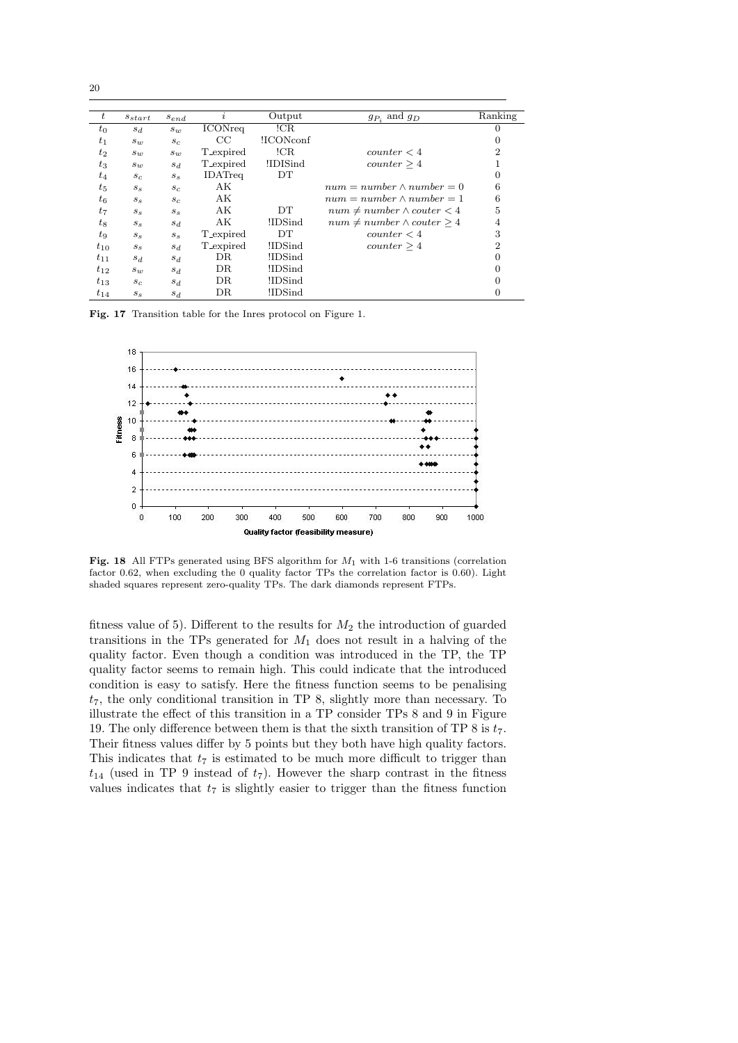| $t$ | $s_{start}$ | $s_{end}$ | $i$ | Output | $g_{P_i}$ and $g_D$ | Ranking |
|---|---|---|---|---|---|---|
| $t_0$ | $s_d$ | $s_w$ | ICONreq | !CR | | 0 |
| $t_1$ | $s_w$ | $s_c$ | CC | !ICONconf | | 0 |
| $t_2$ | $s_w$ | $s_w$ | T_expired | !CR | $counter < 4$ | 2 |
| $t_3$ | $s_w$ | $s_d$ | T_expired | !IDISind | $counter \geq 4$ | 1 |
| $t_4$ | $s_c$ | $s_s$ | IDATreq | DT | | 0 |
| $t_5$ | $s_s$ | $s_c$ | AK | | $num = number \wedge number = 0$ | 6 |
| $t_6$ | $s_s$ | $s_c$ | AK | | $num = number \wedge number = 1$ | 6 |
| $t_7$ | $s_s$ | $s_s$ | AK | DT | $num \neq number \wedge couter < 4$ | 5 |
| $t_8$ | $s_s$ | $s_d$ | AK | !IDSind | $num \neq number \wedge couter \geq 4$ | 4 |
| $t_9$ | $s_s$ | $s_s$ | T_expired | DT | $counter < 4$ | 3 |
| $t_{10}$ | $s_s$ | $s_d$ | T_expired | !IDSind | $counter \geq 4$ | 2 |
| $t_{11}$ | $s_d$ | $s_d$ | DR | !IDSind | | 0 |
| $t_{12}$ | $s_w$ | $s_d$ | DR | !IDSind | | 0 |
| $t_{13}$ | $s_c$ | $s_d$ | DR | !IDSind | | 0 |
| $t_{14}$ | $s_s$ | $s_d$ | DR | !IDSind | | 0 |

**Fig. 17** Transition table for the Inres protocol on Figure 1.

**Fig. 18** All FTPs generated using BFS algorithm for $M_1$ with 1-6 transitions (correlation factor 0.62, when excluding the 0 quality factor TPs the correlation factor is 0.60). Light shaded squares represent zero-quality TPs. The dark diamonds represent FTPs.

fitness value of 5). Different to the results for $M_2$ the introduction of guarded transitions in the TPs generated for $M_1$ does not result in a halving of the quality factor. Even though a condition was introduced in the TP, the TP quality factor seems to remain high. This could indicate that the introduced condition is easy to satisfy. Here the fitness function seems to be penalising $t_7$, the only conditional transition in TP 8, slightly more than necessary. To illustrate the effect of this transition in a TP consider TPs 8 and 9 in Figure 19. The only difference between them is that the sixth transition of TP 8 is $t_7$. Their fitness values differ by 5 points but they both have high quality factors. This indicates that $t_7$ is estimated to be much more difficult to trigger than $t_{14}$ (used in TP 9 instead of $t_7$). However the sharp contrast in the fitness values indicates that $t_7$ is slightly easier to trigger than the fitness function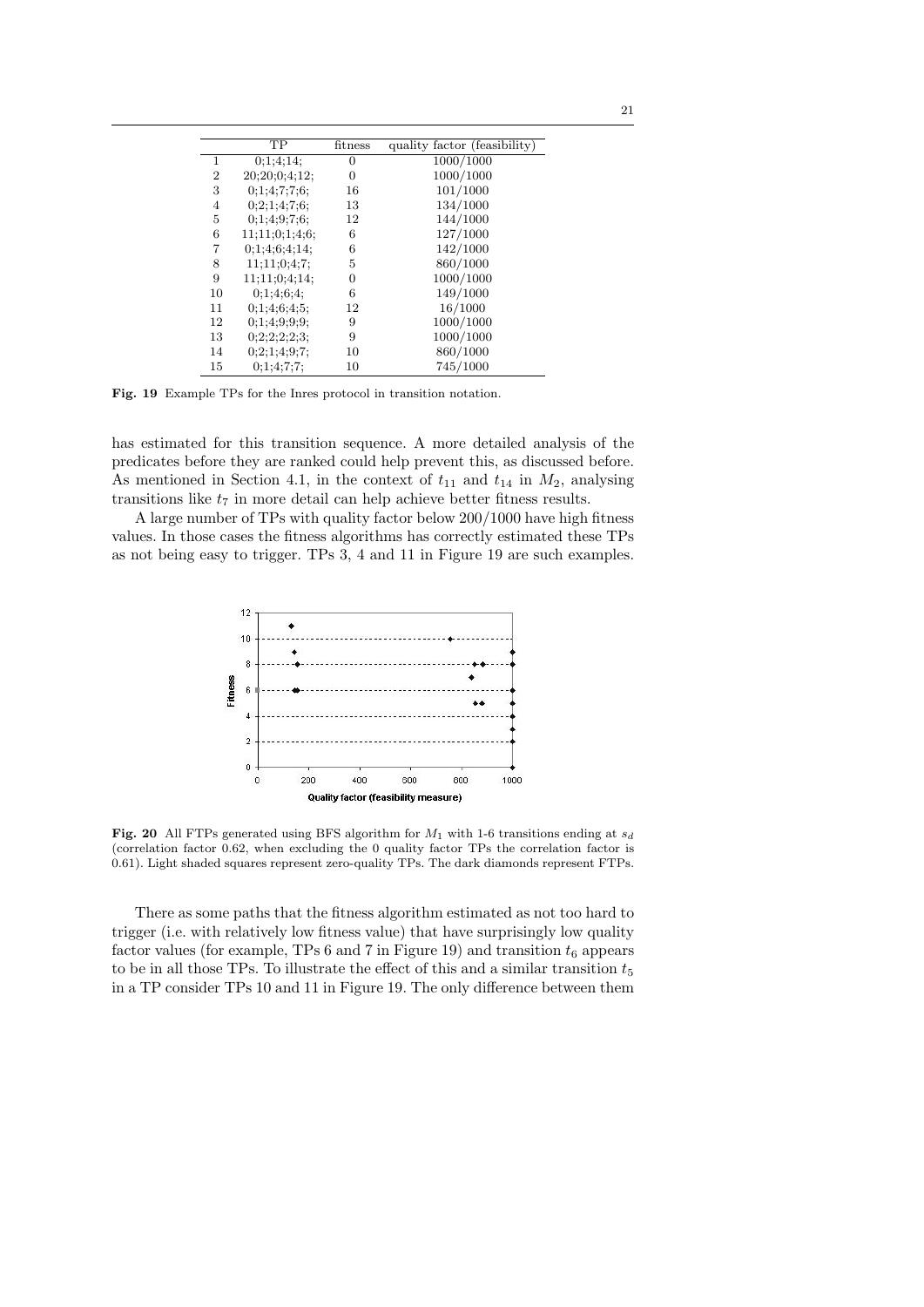|  | TP | fitness | quality factor (feasibility) |
|---|---|---|---|
| 1 | 0;1;4;14; | 0 | 1000/1000 |
| 2 | 20;20;0;4;12; | 0 | 1000/1000 |
| 3 | 0;1;4;7;7;6; | 16 | 101/1000 |
| 4 | 0;2;1;4;7;6; | 13 | 134/1000 |
| 5 | 0;1;4;9;7;6; | 12 | 144/1000 |
| 6 | 11;11;0;1;4;6; | 6 | 127/1000 |
| 7 | 0;1;4;6;4;14; | 6 | 142/1000 |
| 8 | 11;11;0;4;7; | 5 | 860/1000 |
| 9 | 11;11;0;4;14; | 0 | 1000/1000 |
| 10 | 0;1;4;6;4; | 6 | 149/1000 |
| 11 | 0;1;4;6;4;5; | 12 | 16/1000 |
| 12 | 0;1;4;9;9;9; | 9 | 1000/1000 |
| 13 | 0;2;2;2;3; | 9 | 1000/1000 |
| 14 | 0;2;1;4;9;7; | 10 | 860/1000 |
| 15 | 0;1;4;7;7; | 10 | 745/1000 |

**Fig. 19** Example TPs for the Inres protocol in transition notation.

has estimated for this transition sequence. A more detailed analysis of the predicates before they are ranked could help prevent this, as discussed before. As mentioned in Section 4.1, in the context of $t_{11}$ and $t_{14}$ in $M_2$, analysing transitions like $t_7$ in more detail can help achieve better fitness results.

A large number of TPs with quality factor below 200/1000 have high fitness values. In those cases the fitness algorithms has correctly estimated these TPs as not being easy to trigger. TPs 3, 4 and 11 in Figure 19 are such examples.

**Fig. 20** All FTPs generated using BFS algorithm for $M_1$ with 1-6 transitions ending at $s_d$ (correlation factor 0.62, when excluding the 0 quality factor TPs the correlation factor is 0.61). Light shaded squares represent zero-quality TPs. The dark diamonds represent FTPs.

There as some paths that the fitness algorithm estimated as not too hard to trigger (i.e. with relatively low fitness value) that have surprisingly low quality factor values (for example, TPs 6 and 7 in Figure 19) and transition $t_6$ appears to be in all those TPs. To illustrate the effect of this and a similar transition $t_5$ in a TP consider TPs 10 and 11 in Figure 19. The only difference between them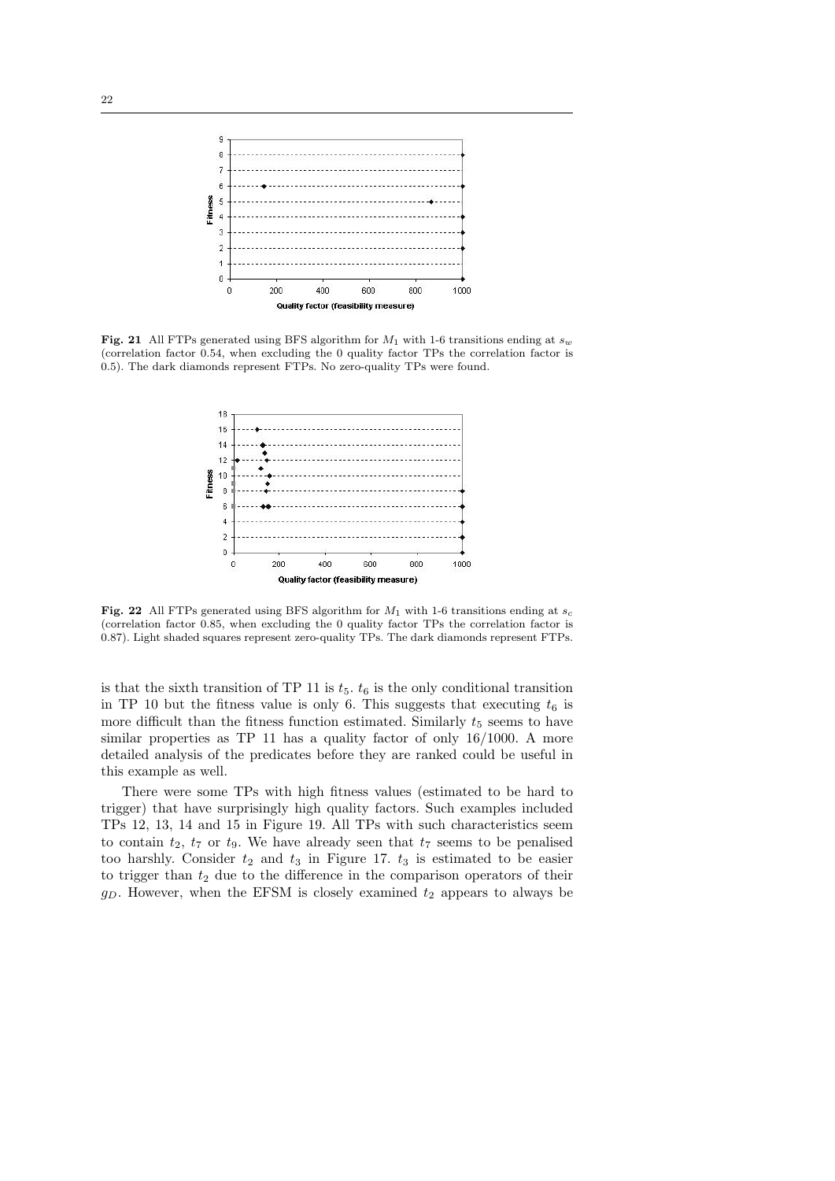**Fig. 21** All FTPs generated using BFS algorithm for $M_1$ with 1-6 transitions ending at $s_w$ (correlation factor 0.54, when excluding the 0 quality factor TPs the correlation factor is 0.5). The dark diamonds represent FTPs. No zero-quality TPs were found.

**Fig. 22** All FTPs generated using BFS algorithm for $M_1$ with 1-6 transitions ending at $s_c$ (correlation factor 0.85, when excluding the 0 quality factor TPs the correlation factor is 0.87). Light shaded squares represent zero-quality TPs. The dark diamonds represent FTPs.

is that the sixth transition of TP 11 is $t_5$. $t_6$ is the only conditional transition in TP 10 but the fitness value is only 6. This suggests that executing $t_6$ is more difficult than the fitness function estimated. Similarly $t_5$ seems to have similar properties as TP 11 has a quality factor of only 16/1000. A more detailed analysis of the predicates before they are ranked could be useful in this example as well.

There were some TPs with high fitness values (estimated to be hard to trigger) that have surprisingly high quality factors. Such examples included TPs 12, 13, 14 and 15 in Figure 19. All TPs with such characteristics seem to contain $t_2$, $t_7$ or $t_9$. We have already seen that $t_7$ seems to be penalised too harshly. Consider $t_2$ and $t_3$ in Figure 17. $t_3$ is estimated to be easier to trigger than $t_2$ due to the difference in the comparison operators of their $g_D$. However, when the EFSM is closely examined $t_2$ appears to always be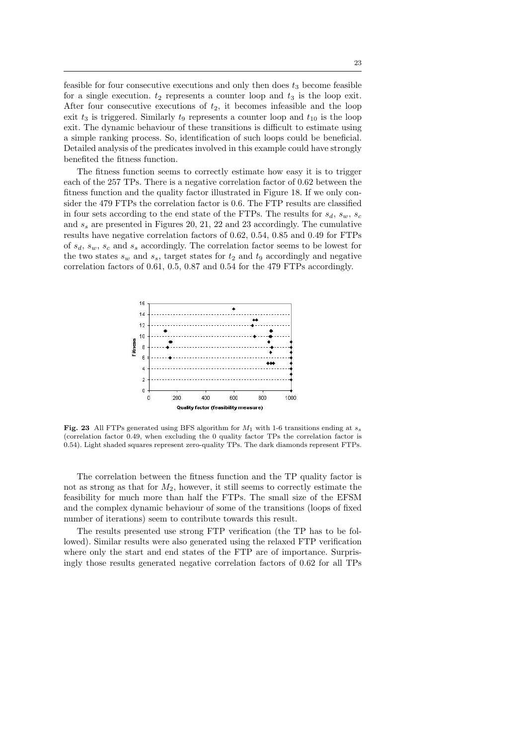feasible for four consecutive executions and only then does $t_3$ become feasible for a single execution. $t_2$ represents a counter loop and $t_3$ is the loop exit. After four consecutive executions of $t_2$, it becomes infeasible and the loop exit $t_3$ is triggered. Similarly $t_9$ represents a counter loop and $t_{10}$ is the loop exit. The dynamic behaviour of these transitions is difficult to estimate using a simple ranking process. So, identification of such loops could be beneficial. Detailed analysis of the predicates involved in this example could have strongly benefited the fitness function.

The fitness function seems to correctly estimate how easy it is to trigger each of the 257 TPs. There is a negative correlation factor of 0.62 between the fitness function and the quality factor illustrated in Figure 18. If we only consider the 479 FTPs the correlation factor is 0.6. The FTP results are classified in four sets according to the end state of the FTPs. The results for $s_d$, $s_w$, $s_c$ and $s_s$ are presented in Figures 20, 21, 22 and 23 accordingly. The cumulative results have negative correlation factors of 0.62, 0.54, 0.85 and 0.49 for FTPs of $s_d$, $s_w$, $s_c$ and $s_s$ accordingly. The correlation factor seems to be lowest for the two states $s_w$ and $s_s$, target states for $t_2$ and $t_9$ accordingly and negative correlation factors of 0.61, 0.5, 0.87 and 0.54 for the 479 FTPs accordingly.

**Fig. 23** All FTPs generated using BFS algorithm for $M_1$ with 1-6 transitions ending at $s_s$ (correlation factor 0.49, when excluding the 0 quality factor TPs the correlation factor is 0.54). Light shaded squares represent zero-quality TPs. The dark diamonds represent FTPs.

The correlation between the fitness function and the TP quality factor is not as strong as that for $M_2$, however, it still seems to correctly estimate the feasibility for much more than half the FTPs. The small size of the EFSM and the complex dynamic behaviour of some of the transitions (loops of fixed number of iterations) seem to contribute towards this result.

The results presented use strong FTP verification (the TP has to be followed). Similar results were also generated using the relaxed FTP verification where only the start and end states of the FTP are of importance. Surprisingly those results generated negative correlation factors of 0.62 for all TPs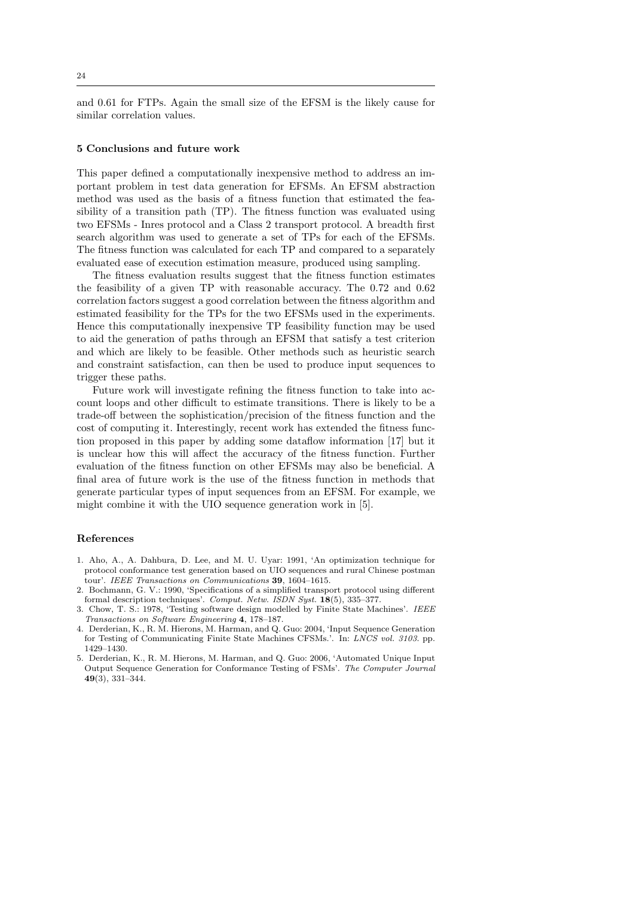and 0.61 for FTPs. Again the small size of the EFSM is the likely cause for similar correlation values.

## 5 Conclusions and future work

This paper defined a computationally inexpensive method to address an important problem in test data generation for EFSMs. An EFSM abstraction method was used as the basis of a fitness function that estimated the feasibility of a transition path (TP). The fitness function was evaluated using two EFSMs - Inres protocol and a Class 2 transport protocol. A breadth first search algorithm was used to generate a set of TPs for each of the EFSMs. The fitness function was calculated for each TP and compared to a separately evaluated ease of execution estimation measure, produced using sampling.

The fitness evaluation results suggest that the fitness function estimates the feasibility of a given TP with reasonable accuracy. The 0.72 and 0.62 correlation factors suggest a good correlation between the fitness algorithm and estimated feasibility for the TPs for the two EFSMs used in the experiments. Hence this computationally inexpensive TP feasibility function may be used to aid the generation of paths through an EFSM that satisfy a test criterion and which are likely to be feasible. Other methods such as heuristic search and constraint satisfaction, can then be used to produce input sequences to trigger these paths.

Future work will investigate refining the fitness function to take into account loops and other difficult to estimate transitions. There is likely to be a trade-off between the sophistication/precision of the fitness function and the cost of computing it. Interestingly, recent work has extended the fitness function proposed in this paper by adding some dataflow information [17] but it is unclear how this will affect the accuracy of the fitness function. Further evaluation of the fitness function on other EFSMs may also be beneficial. A final area of future work is the use of the fitness function in methods that generate particular types of input sequences from an EFSM. For example, we might combine it with the UIO sequence generation work in [5].

## References

1. Aho, A., A. Dahbura, D. Lee, and M. U. Uyar: 1991, 'An optimization technique for protocol conformance test generation based on UIO sequences and rural Chinese postman tour'. *IEEE Transactions on Communications* **39**, 1604–1615.
2. Bochmann, G. V.: 1990, 'Specifications of a simplified transport protocol using different formal description techniques'. *Comput. Netw. ISDN Syst.* **18**(5), 335–377.
3. Chow, T. S.: 1978, 'Testing software design modelled by Finite State Machines'. *IEEE Transactions on Software Engineering* **4**, 178–187.
4. Derderian, K., R. M. Hierons, M. Harman, and Q. Guo: 2004, 'Input Sequence Generation for Testing of Communicating Finite State Machines CFSMs.'. In: *LNCS vol. 3103*. pp. 1429–1430.
5. Derderian, K., R. M. Hierons, M. Harman, and Q. Guo: 2006, 'Automated Unique Input Output Sequence Generation for Conformance Testing of FSMs'. *The Computer Journal* **49**(3), 331–344.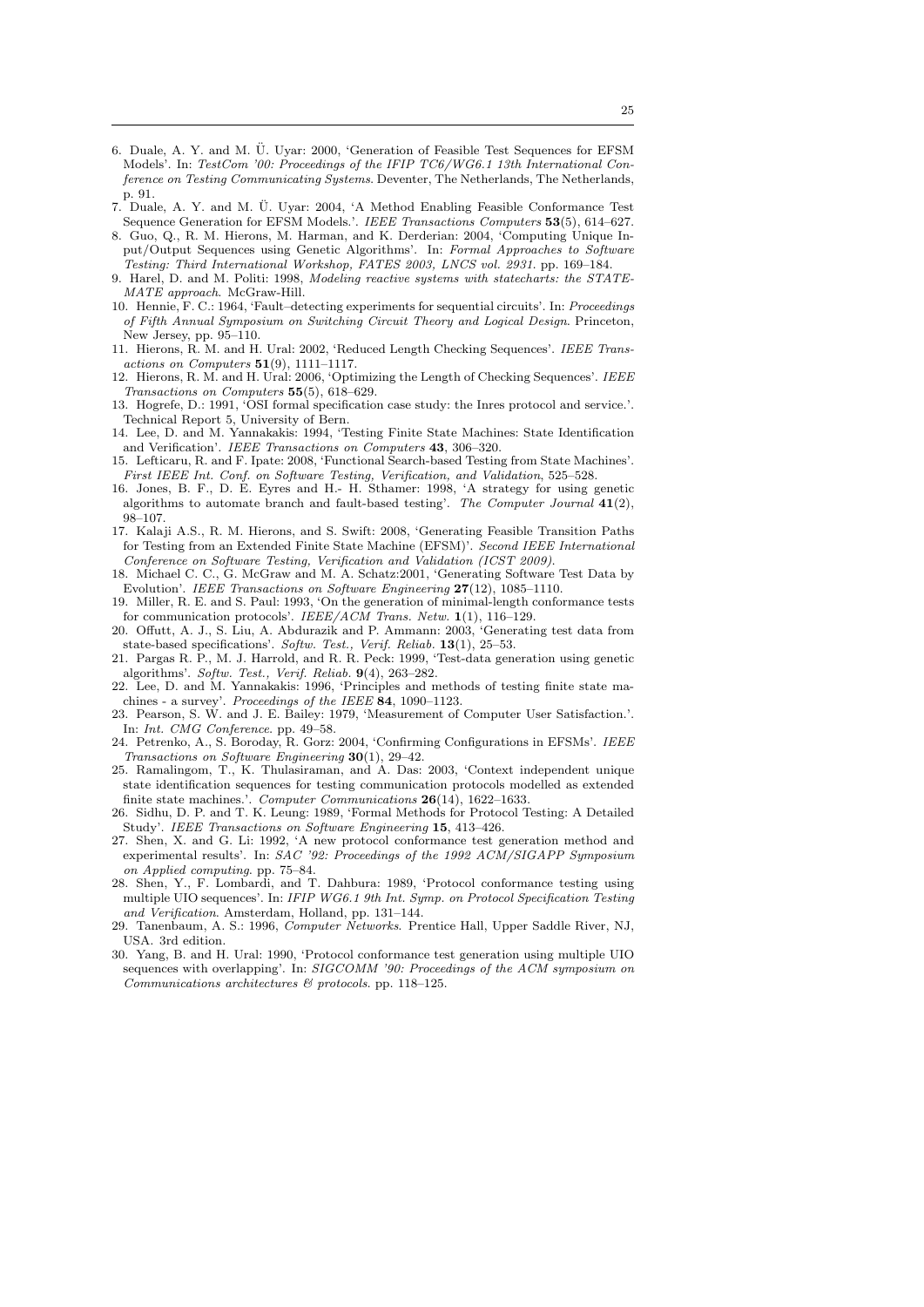6. Duale, A. Y. and M. Ü. Uyar: 2000, 'Generation of Feasible Test Sequences for EFSM Models'. In: *TestCom '00: Proceedings of the IFIP TC6/WG6.1 13th International Conference on Testing Communicating Systems*. Deventer, The Netherlands, The Netherlands, p. 91.
7. Duale, A. Y. and M. Ü. Uyar: 2004, 'A Method Enabling Feasible Conformance Test Sequence Generation for EFSM Models.'. *IEEE Transactions Computers* **53**(5), 614–627.
8. Guo, Q., R. M. Hierons, M. Harman, and K. Derderian: 2004, 'Computing Unique Input/Output Sequences using Genetic Algorithms'. In: *Formal Approaches to Software Testing: Third International Workshop, FATES 2003, LNCS vol. 2931*. pp. 169–184.
9. Harel, D. and M. Politi: 1998, *Modeling reactive systems with statecharts: the STATEMATE approach*. McGraw-Hill.
10. Hennie, F. C.: 1964, 'Fault–detecting experiments for sequential circuits'. In: *Proceedings of Fifth Annual Symposium on Switching Circuit Theory and Logical Design*. Princeton, New Jersey, pp. 95–110.
11. Hierons, R. M. and H. Ural: 2002, 'Reduced Length Checking Sequences'. *IEEE Transactions on Computers* **51**(9), 1111–1117.
12. Hierons, R. M. and H. Ural: 2006, 'Optimizing the Length of Checking Sequences'. *IEEE Transactions on Computers* **55**(5), 618–629.
13. Hogrefe, D.: 1991, 'OSI formal specification case study: the Inres protocol and service.'. Technical Report 5, University of Bern.
14. Lee, D. and M. Yannakakis: 1994, 'Testing Finite State Machines: State Identification and Verification'. *IEEE Transactions on Computers* **43**, 306–320.
15. Lefticaru, R. and F. Ipate: 2008, 'Functional Search-based Testing from State Machines'. *First IEEE Int. Conf. on Software Testing, Verification, and Validation*, 525–528.
16. Jones, B. F., D. E. Eyres and H.- H. Sthamer: 1998, 'A strategy for using genetic algorithms to automate branch and fault-based testing'. *The Computer Journal* **41**(2), 98–107.
17. Kalaji A.S., R. M. Hierons, and S. Swift: 2008, 'Generating Feasible Transition Paths for Testing from an Extended Finite State Machine (EFSM)'. *Second IEEE International Conference on Software Testing, Verification and Validation (ICST 2009)*.
18. Michael C. C., G. McGraw and M. A. Schatz:2001, 'Generating Software Test Data by Evolution'. *IEEE Transactions on Software Engineering* **27**(12), 1085–1110.
19. Miller, R. E. and S. Paul: 1993, 'On the generation of minimal-length conformance tests for communication protocols'. *IEEE/ACM Trans. Netw.* **1**(1), 116–129.
20. Offutt, A. J., S. Liu, A. Abdurazik and P. Ammann: 2003, 'Generating test data from state-based specifications'. *Softw. Test., Verif. Reliab.* **13**(1), 25–53.
21. Pargas R. P., M. J. Harrold, and R. R. Peck: 1999, 'Test-data generation using genetic algorithms'. *Softw. Test., Verif. Reliab.* **9**(4), 263–282.
22. Lee, D. and M. Yannakakis: 1996, 'Principles and methods of testing finite state machines - a survey'. *Proceedings of the IEEE* **84**, 1090–1123.
23. Pearson, S. W. and J. E. Bailey: 1979, 'Measurement of Computer User Satisfaction.'. In: *Int. CMG Conference*. pp. 49–58.
24. Petrenko, A., S. Boroday, R. Gorz: 2004, 'Confirming Configurations in EFSMs'. *IEEE Transactions on Software Engineering* **30**(1), 29–42.
25. Ramalingom, T., K. Thulasiraman, and A. Das: 2003, 'Context independent unique state identification sequences for testing communication protocols modelled as extended finite state machines.'. *Computer Communications* **26**(14), 1622–1633.
26. Sidhu, D. P. and T. K. Leung: 1989, 'Formal Methods for Protocol Testing: A Detailed Study'. *IEEE Transactions on Software Engineering* **15**, 413–426.
27. Shen, X. and G. Li: 1992, 'A new protocol conformance test generation method and experimental results'. In: *SAC '92: Proceedings of the 1992 ACM/SIGAPP Symposium on Applied computing*. pp. 75–84.
28. Shen, Y., F. Lombardi, and T. Dahbura: 1989, 'Protocol conformance testing using multiple UIO sequences'. In: *IFIP WG6.1 9th Int. Symp. on Protocol Specification Testing and Verification*. Amsterdam, Holland, pp. 131–144.
29. Tanenbaum, A. S.: 1996, *Computer Networks*. Prentice Hall, Upper Saddle River, NJ, USA. 3rd edition.
30. Yang, B. and H. Ural: 1990, 'Protocol conformance test generation using multiple UIO sequences with overlapping'. In: *SIGCOMM '90: Proceedings of the ACM symposium on Communications architectures & protocols*. pp. 118–125.